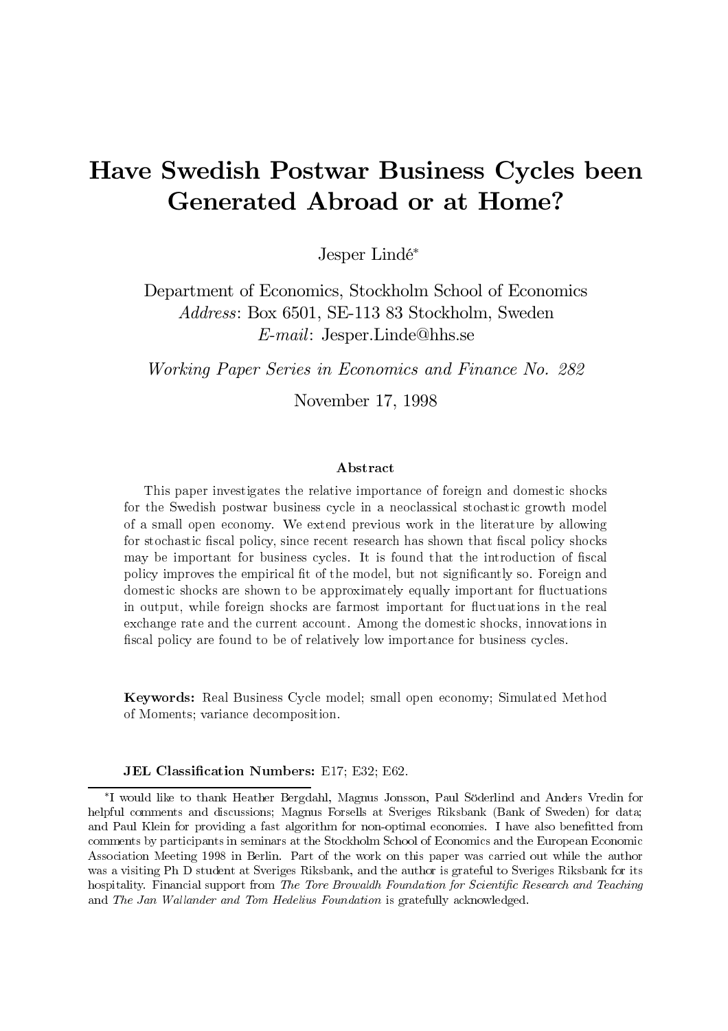# Have Swedish Postwar Business Cycles been Generated Abroad or at Home?

Jesper Lindé*

Department of Economics, Stockholm School of Economics
*Address*: Box 6501, SE-113 83 Stockholm, Sweden
*E-mail*: Jesper.Linde@hhs.se

*Working Paper Series in Economics and Finance No. 282*

November 17, 1998

### Abstract

This paper investigates the relative importance of foreign and domestic shocks for the Swedish postwar business cycle in a neoclassical stochastic growth model of a small open economy. We extend previous work in the literature by allowing for stochastic fiscal policy, since recent research has shown that fiscal policy shocks may be important for business cycles. It is found that the introduction of fiscal policy improves the empirical fit of the model, but not significantly so. Foreign and domestic shocks are shown to be approximately equally important for fluctuations in output, while foreign shocks are farmost important for fluctuations in the real exchange rate and the current account. Among the domestic shocks, innovations in fiscal policy are found to be of relatively low importance for business cycles.

**Keywords:** Real Business Cycle model; small open economy; Simulated Method of Moments; variance decomposition.

**JEL Classification Numbers:** E17; E32; E62.

---

*I would like to thank Heather Bergdahl, Magnus Jonsson, Paul Söderlind and Anders Vredin for helpful comments and discussions; Magnus Forsells at Sveriges Riksbank (Bank of Sweden) for data; and Paul Klein for providing a fast algorithm for non-optimal economies. I have also benefitted from comments by participants in seminars at the Stockholm School of Economics and the European Economic Association Meeting 1998 in Berlin. Part of the work on this paper was carried out while the author was a visiting Ph D student at Sveriges Riksbank, and the author is grateful to Sveriges Riksbank for its hospitality. Financial support from *The Tore Browaldh Foundation for Scientific Research and Teaching* and *The Jan Wallander and Tom Hedelius Foundation* is gratefully acknowledged.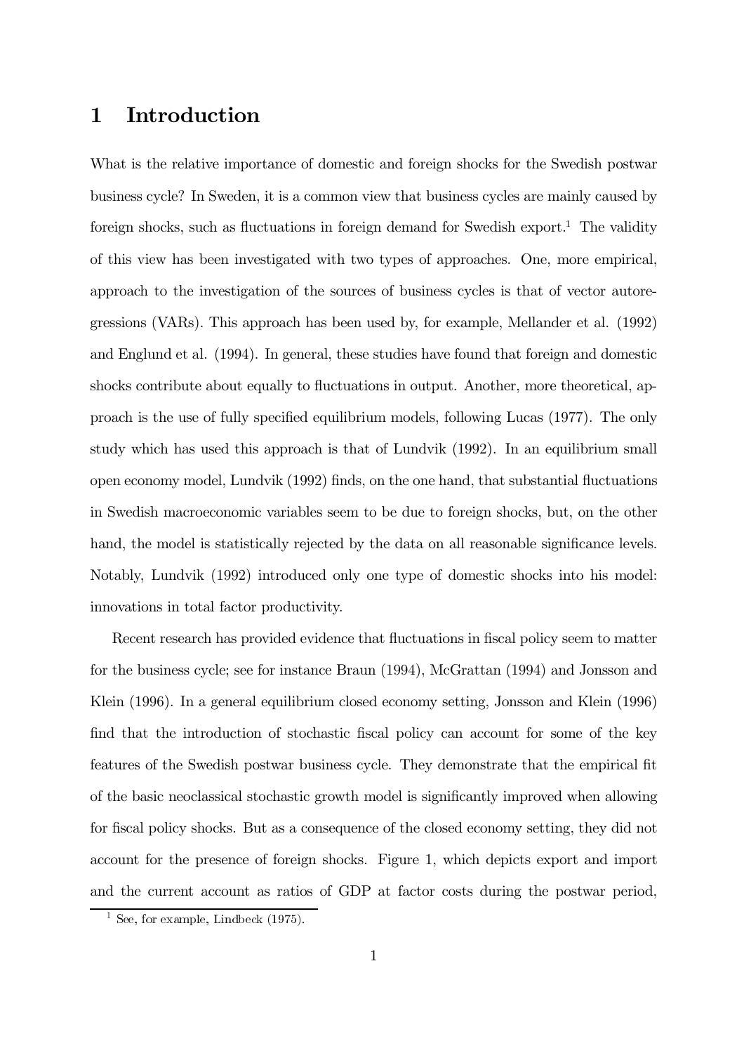# 1 Introduction

What is the relative importance of domestic and foreign shocks for the Swedish postwar business cycle? In Sweden, it is a common view that business cycles are mainly caused by foreign shocks, such as fluctuations in foreign demand for Swedish export.[1] The validity of this view has been investigated with two types of approaches. One, more empirical, approach to the investigation of the sources of business cycles is that of vector autoregressions (VARs). This approach has been used by, for example, Mellander et al. (1992) and Englund et al. (1994). In general, these studies have found that foreign and domestic shocks contribute about equally to fluctuations in output. Another, more theoretical, approach is the use of fully specified equilibrium models, following Lucas (1977). The only study which has used this approach is that of Lundvik (1992). In an equilibrium small open economy model, Lundvik (1992) finds, on the one hand, that substantial fluctuations in Swedish macroeconomic variables seem to be due to foreign shocks, but, on the other hand, the model is statistically rejected by the data on all reasonable significance levels. Notably, Lundvik (1992) introduced only one type of domestic shocks into his model: innovations in total factor productivity.

Recent research has provided evidence that fluctuations in fiscal policy seem to matter for the business cycle; see for instance Braun (1994), McGrattan (1994) and Jonsson and Klein (1996). In a general equilibrium closed economy setting, Jonsson and Klein (1996) find that the introduction of stochastic fiscal policy can account for some of the key features of the Swedish postwar business cycle. They demonstrate that the empirical fit of the basic neoclassical stochastic growth model is significantly improved when allowing for fiscal policy shocks. But as a consequence of the closed economy setting, they did not account for the presence of foreign shocks. Figure 1, which depicts export and import and the current account as ratios of GDP at factor costs during the postwar period,

[1] See, for example, Lindbeck (1975).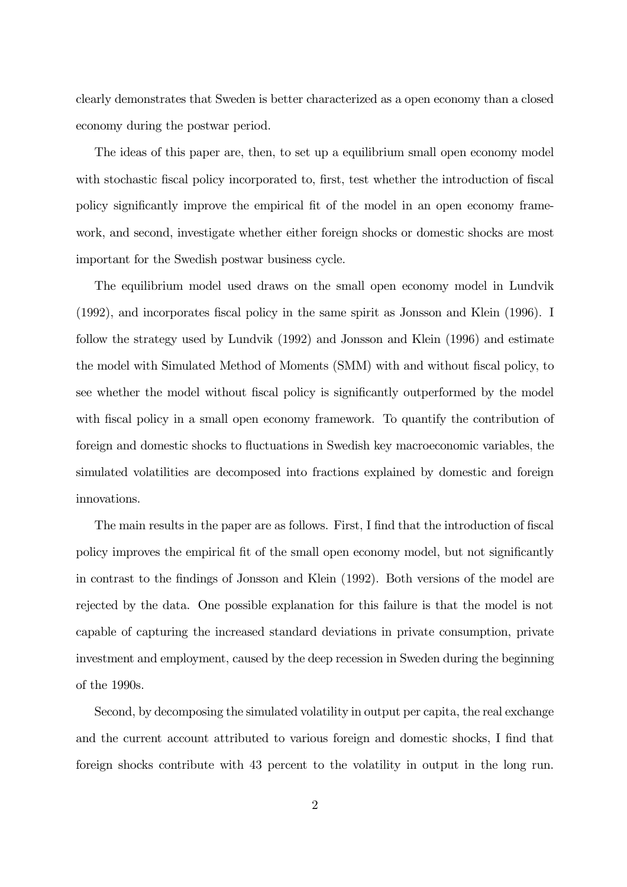clearly demonstrates that Sweden is better characterized as a open economy than a closed economy during the postwar period.

The ideas of this paper are, then, to set up a equilibrium small open economy model with stochastic fiscal policy incorporated to, first, test whether the introduction of fiscal policy significantly improve the empirical fit of the model in an open economy framework, and second, investigate whether either foreign shocks or domestic shocks are most important for the Swedish postwar business cycle.

The equilibrium model used draws on the small open economy model in Lundvik (1992), and incorporates fiscal policy in the same spirit as Jonsson and Klein (1996). I follow the strategy used by Lundvik (1992) and Jonsson and Klein (1996) and estimate the model with Simulated Method of Moments (SMM) with and without fiscal policy, to see whether the model without fiscal policy is significantly outperformed by the model with fiscal policy in a small open economy framework. To quantify the contribution of foreign and domestic shocks to fluctuations in Swedish key macroeconomic variables, the simulated volatilities are decomposed into fractions explained by domestic and foreign innovations.

The main results in the paper are as follows. First, I find that the introduction of fiscal policy improves the empirical fit of the small open economy model, but not significantly in contrast to the findings of Jonsson and Klein (1992). Both versions of the model are rejected by the data. One possible explanation for this failure is that the model is not capable of capturing the increased standard deviations in private consumption, private investment and employment, caused by the deep recession in Sweden during the beginning of the 1990s.

Second, by decomposing the simulated volatility in output per capita, the real exchange and the current account attributed to various foreign and domestic shocks, I find that foreign shocks contribute with 43 percent to the volatility in output in the long run.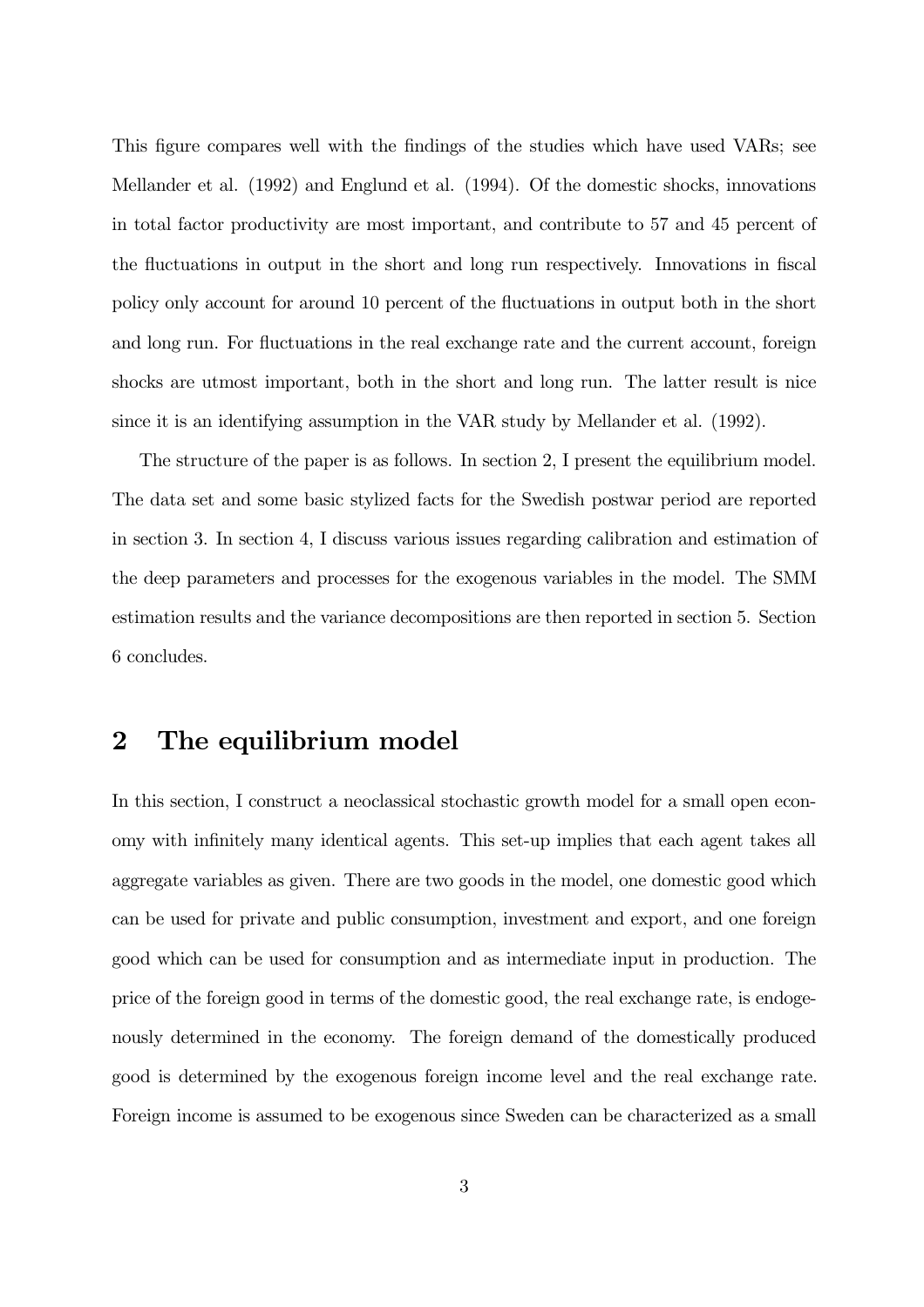This figure compares well with the findings of the studies which have used VARs; see Mellander et al. (1992) and Englund et al. (1994). Of the domestic shocks, innovations in total factor productivity are most important, and contribute to 57 and 45 percent of the fluctuations in output in the short and long run respectively. Innovations in fiscal policy only account for around 10 percent of the fluctuations in output both in the short and long run. For fluctuations in the real exchange rate and the current account, foreign shocks are utmost important, both in the short and long run. The latter result is nice since it is an identifying assumption in the VAR study by Mellander et al. (1992).

The structure of the paper is as follows. In section 2, I present the equilibrium model. The data set and some basic stylized facts for the Swedish postwar period are reported in section 3. In section 4, I discuss various issues regarding calibration and estimation of the deep parameters and processes for the exogenous variables in the model. The SMM estimation results and the variance decompositions are then reported in section 5. Section 6 concludes.

## 2 The equilibrium model

In this section, I construct a neoclassical stochastic growth model for a small open economy with infinitely many identical agents. This set-up implies that each agent takes all aggregate variables as given. There are two goods in the model, one domestic good which can be used for private and public consumption, investment and export, and one foreign good which can be used for consumption and as intermediate input in production. The price of the foreign good in terms of the domestic good, the real exchange rate, is endogenously determined in the economy. The foreign demand of the domestically produced good is determined by the exogenous foreign income level and the real exchange rate. Foreign income is assumed to be exogenous since Sweden can be characterized as a small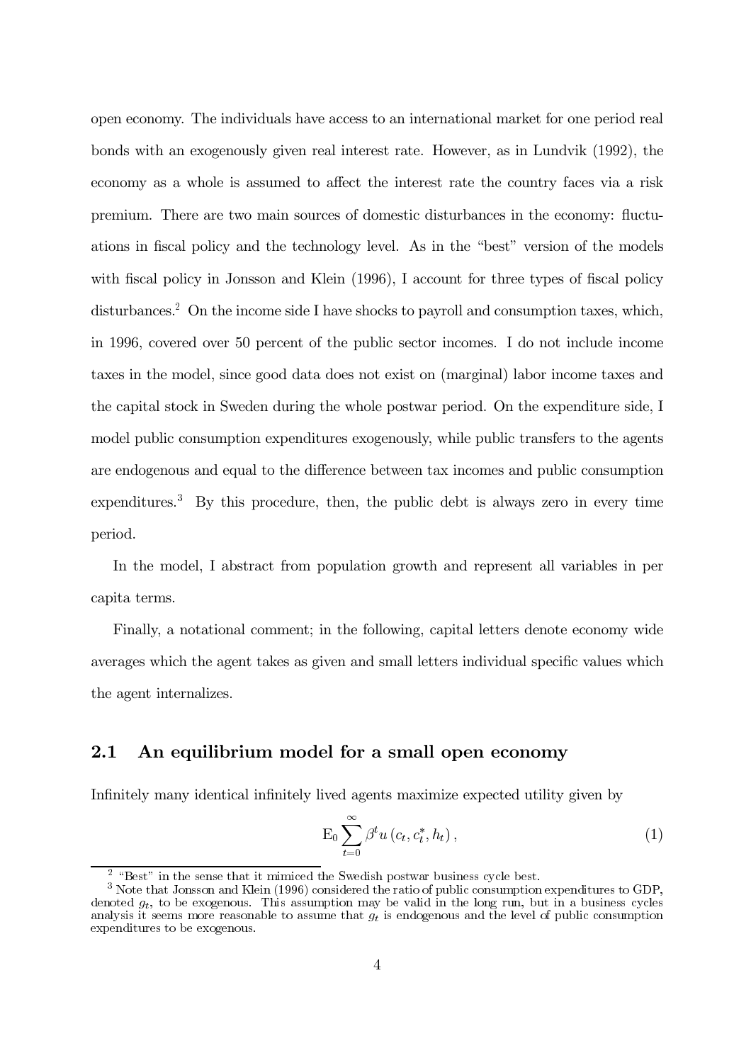open economy. The individuals have access to an international market for one period real bonds with an exogenously given real interest rate. However, as in Lundvik (1992), the economy as a whole is assumed to affect the interest rate the country faces via a risk premium. There are two main sources of domestic disturbances in the economy: fluctuations in fiscal policy and the technology level. As in the "best" version of the models with fiscal policy in Jonsson and Klein (1996), I account for three types of fiscal policy disturbances.[2] On the income side I have shocks to payroll and consumption taxes, which, in 1996, covered over 50 percent of the public sector incomes. I do not include income taxes in the model, since good data does not exist on (marginal) labor income taxes and the capital stock in Sweden during the whole postwar period. On the expenditure side, I model public consumption expenditures exogenously, while public transfers to the agents are endogenous and equal to the difference between tax incomes and public consumption expenditures.[3] By this procedure, then, the public debt is always zero in every time period.

In the model, I abstract from population growth and represent all variables in per capita terms.

Finally, a notational comment; in the following, capital letters denote economy wide averages which the agent takes as given and small letters individual specific values which the agent internalizes.

## 2.1 An equilibrium model for a small open economy

Infinitely many identical infinitely lived agents maximize expected utility given by

$$\mathrm{E}_0 \sum_{t=0}^{\infty} \beta^t u\left(c_t, c_t^*, h_t\right), \tag{1}$$

[2] "Best" in the sense that it mimiced the Swedish postwar business cycle best.

[3] Note that Jonsson and Klein (1996) considered the ratio of public consumption expenditures to GDP, denoted $g_t$, to be exogenous. This assumption may be valid in the long run, but in a business cycles analysis it seems more reasonable to assume that $g_t$ is endogenous and the level of public consumption expenditures to be exogenous.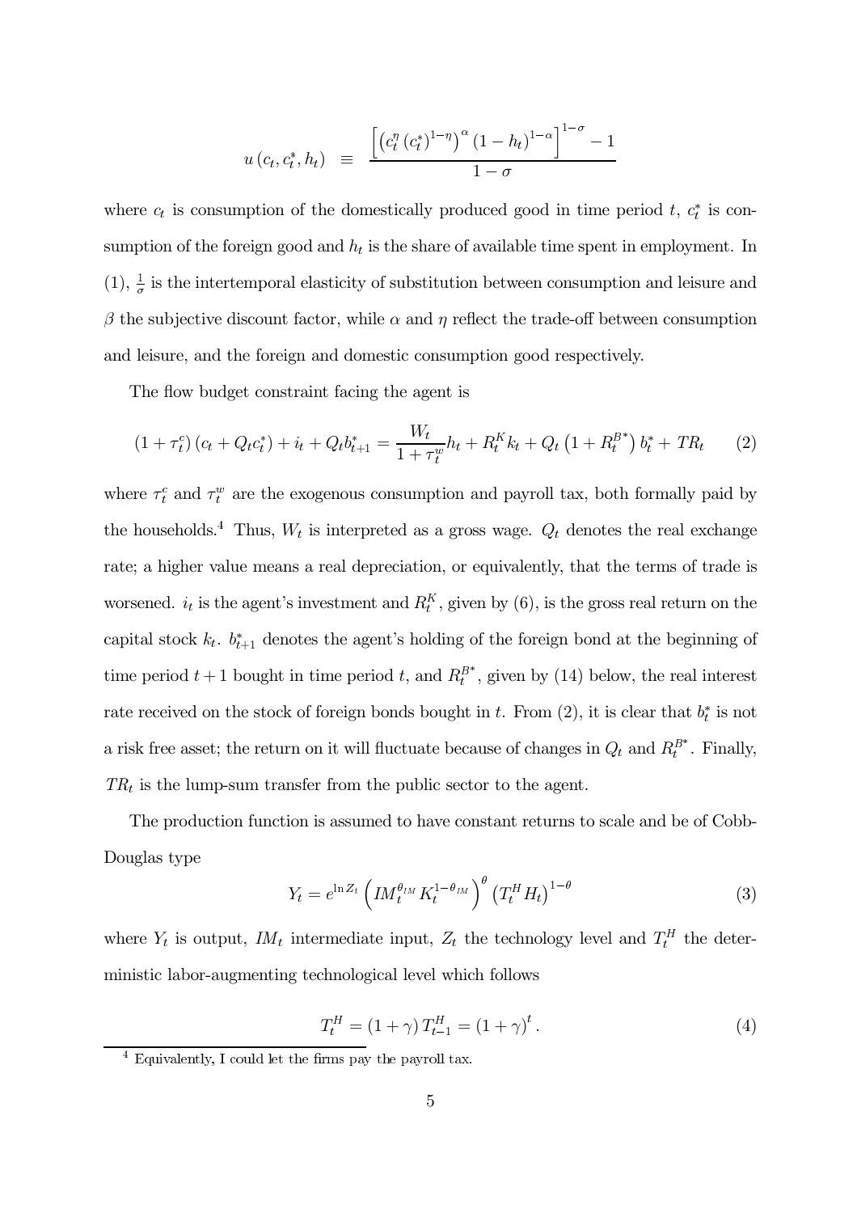$$u(c_t, c_t^*, h_t) \equiv \frac{\left[\left(c_t^{\eta}(c_t^*)^{1-\eta}\right)^{\alpha}(1-h_t)^{1-\alpha}\right]^{1-\sigma} - 1}{1-\sigma}$$

where $c_t$ is consumption of the domestically produced good in time period $t$, $c_t^*$ is consumption of the foreign good and $h_t$ is the share of available time spent in employment. In (1), $\frac{1}{\sigma}$ is the intertemporal elasticity of substitution between consumption and leisure and $\beta$ the subjective discount factor, while $\alpha$ and $\eta$ reflect the trade-off between consumption and leisure, and the foreign and domestic consumption good respectively.

The flow budget constraint facing the agent is

$$(1+\tau_t^c)(c_t + Q_t c_t^*) + i_t + Q_t b_{t+1}^* = \frac{W_t}{1+\tau_t^w} h_t + R_t^K k_t + Q_t\left(1 + R_t^{B^*}\right) b_t^* + TR_t \tag{2}$$

where $\tau_t^c$ and $\tau_t^w$ are the exogenous consumption and payroll tax, both formally paid by the households.[4] Thus, $W_t$ is interpreted as a gross wage. $Q_t$ denotes the real exchange rate; a higher value means a real depreciation, or equivalently, that the terms of trade is worsened. $i_t$ is the agent's investment and $R_t^K$, given by (6), is the gross real return on the capital stock $k_t$. $b_{t+1}^*$ denotes the agent's holding of the foreign bond at the beginning of time period $t+1$ bought in time period $t$, and $R_t^{B^*}$, given by (14) below, the real interest rate received on the stock of foreign bonds bought in $t$. From (2), it is clear that $b_t^*$ is not a risk free asset; the return on it will fluctuate because of changes in $Q_t$ and $R_t^{B^*}$. Finally, $TR_t$ is the lump-sum transfer from the public sector to the agent.

The production function is assumed to have constant returns to scale and be of Cobb-Douglas type

$$Y_t = e^{\ln Z_t}\left(IM_t^{\theta_{IM}} K_t^{1-\theta_{IM}}\right)^{\theta}\left(T_t^H H_t\right)^{1-\theta} \tag{3}$$

where $Y_t$ is output, $IM_t$ intermediate input, $Z_t$ the technology level and $T_t^H$ the deterministic labor-augmenting technological level which follows

$$T_t^H = (1+\gamma) T_{t-1}^H = (1+\gamma)^t. \tag{4}$$

[4] Equivalently, I could let the firms pay the payroll tax.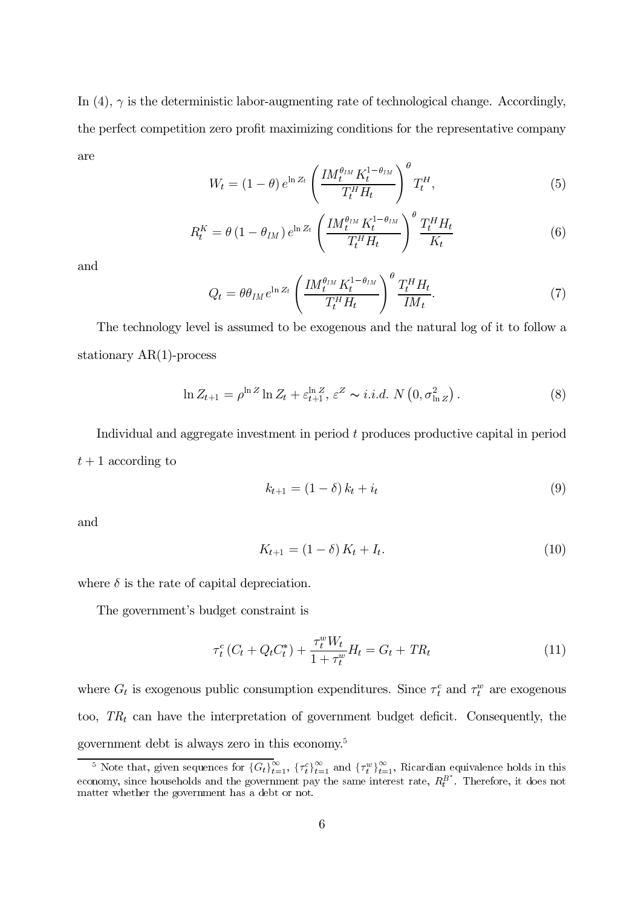In (4), $\gamma$ is the deterministic labor-augmenting rate of technological change. Accordingly, the perfect competition zero profit maximizing conditions for the representative company are

$$W_t = (1-\theta)\, e^{\ln Z_t} \left( \frac{IM_t^{\theta_{IM}} K_t^{1-\theta_{IM}}}{T_t^H H_t} \right)^{\theta} T_t^H, \tag{5}$$

$$R_t^K = \theta \left(1-\theta_{IM}\right) e^{\ln Z_t} \left( \frac{IM_t^{\theta_{IM}} K_t^{1-\theta_{IM}}}{T_t^H H_t} \right)^{\theta} \frac{T_t^H H_t}{K_t} \tag{6}$$

and

$$Q_t = \theta \theta_{IM} e^{\ln Z_t} \left( \frac{IM_t^{\theta_{IM}} K_t^{1-\theta_{IM}}}{T_t^H H_t} \right)^{\theta} \frac{T_t^H H_t}{IM_t}. \tag{7}$$

The technology level is assumed to be exogenous and the natural log of it to follow a stationary AR(1)-process

$$\ln Z_{t+1} = \rho^{\ln Z} \ln Z_t + \varepsilon_{t+1}^{\ln Z},\ \varepsilon^Z \sim i.i.d.\ N\left(0, \sigma_{\ln Z}^2\right). \tag{8}$$

Individual and aggregate investment in period $t$ produces productive capital in period $t+1$ according to

$$k_{t+1} = (1-\delta)\, k_t + i_t \tag{9}$$

and

$$K_{t+1} = (1-\delta)\, K_t + I_t. \tag{10}$$

where $\delta$ is the rate of capital depreciation.

The government's budget constraint is

$$\tau_t^c \left(C_t + Q_t C_t^*\right) + \frac{\tau_t^w W_t}{1+\tau_t^w} H_t = G_t + TR_t \tag{11}$$

where $G_t$ is exogenous public consumption expenditures. Since $\tau_t^c$ and $\tau_t^w$ are exogenous too, $TR_t$ can have the interpretation of government budget deficit. Consequently, the government debt is always zero in this economy.[5]

---

[5] Note that, given sequences for $\{G_t\}_{t=1}^{\infty}$, $\{\tau_t^c\}_{t=1}^{\infty}$ and $\{\tau_t^w\}_{t=1}^{\infty}$, Ricardian equivalence holds in this economy, since households and the government pay the same interest rate, $R_t^{B^*}$. Therefore, it does not matter whether the government has a debt or not.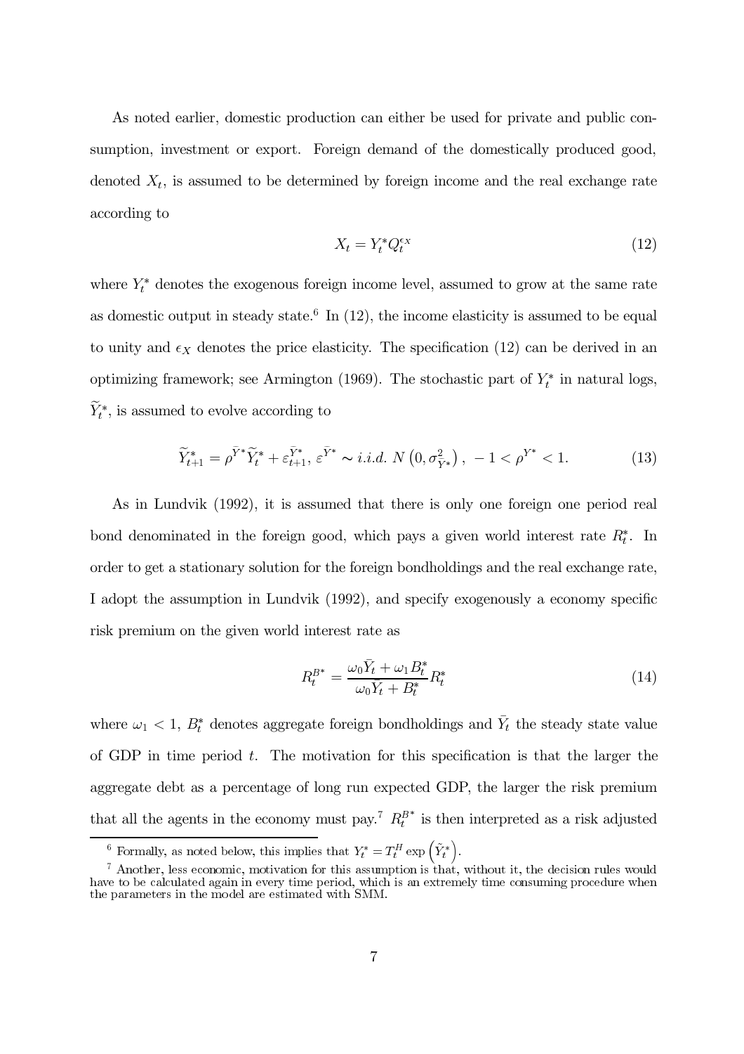As noted earlier, domestic production can either be used for private and public consumption, investment or export. Foreign demand of the domestically produced good, denoted $X_t$, is assumed to be determined by foreign income and the real exchange rate according to

$$X_t = Y_t^* Q_t^{\epsilon_X} \tag{12}$$

where $Y_t^*$ denotes the exogenous foreign income level, assumed to grow at the same rate as domestic output in steady state.[6] In (12), the income elasticity is assumed to be equal to unity and $\epsilon_X$ denotes the price elasticity. The specification (12) can be derived in an optimizing framework; see Armington (1969). The stochastic part of $Y_t^*$ in natural logs, $\widetilde{Y}_t^*$, is assumed to evolve according to

$$\widetilde{Y}_{t+1}^* = \rho^{\tilde{Y}^*} \widetilde{Y}_t^* + \varepsilon_{t+1}^{\tilde{Y}^*},\ \varepsilon^{\tilde{Y}^*} \sim i.i.d.\ N\left(0, \sigma_{\tilde{Y}^*}^2\right),\ -1 < \rho^{Y^*} < 1. \tag{13}$$

As in Lundvik (1992), it is assumed that there is only one foreign one period real bond denominated in the foreign good, which pays a given world interest rate $R_t^*$. In order to get a stationary solution for the foreign bondholdings and the real exchange rate, I adopt the assumption in Lundvik (1992), and specify exogenously a economy specific risk premium on the given world interest rate as

$$R_t^{B^*} = \frac{\omega_0 \bar{Y}_t + \omega_1 B_t^*}{\omega_0 \bar{Y}_t + B_t^*} R_t^* \tag{14}$$

where $\omega_1 < 1$, $B_t^*$ denotes aggregate foreign bondholdings and $\bar{Y}_t$ the steady state value of GDP in time period $t$. The motivation for this specification is that the larger the aggregate debt as a percentage of long run expected GDP, the larger the risk premium that all the agents in the economy must pay.[7] $R_t^{B^*}$ is then interpreted as a risk adjusted

[6] Formally, as noted below, this implies that $Y_t^* = T_t^H \exp\left(\tilde{Y}_t^*\right)$.

[7] Another, less economic, motivation for this assumption is that, without it, the decision rules would have to be calculated again in every time period, which is an extremely time consuming procedure when the parameters in the model are estimated with SMM.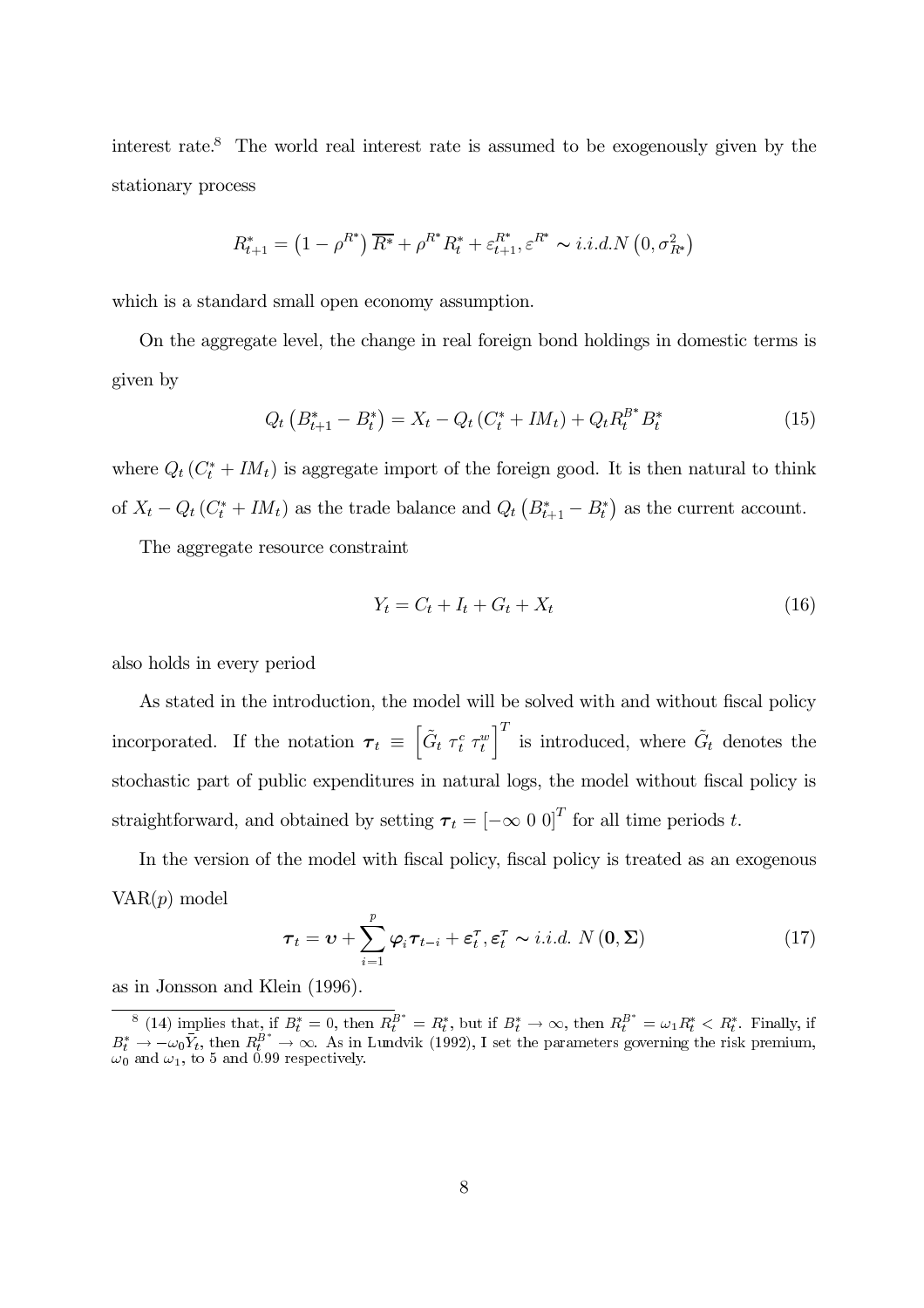interest rate.[8] The world real interest rate is assumed to be exogenously given by the stationary process

$$R^*_{t+1} = \left(1 - \rho^{R^*}\right) \overline{R^*} + \rho^{R^*} R^*_t + \varepsilon^{R^*}_{t+1}, \varepsilon^{R^*} \sim i.i.d.N\left(0, \sigma^2_{R^*}\right)$$

which is a standard small open economy assumption.

On the aggregate level, the change in real foreign bond holdings in domestic terms is given by

$$Q_t \left(B^*_{t+1} - B^*_t\right) = X_t - Q_t \left(C^*_t + IM_t\right) + Q_t R^{B^*}_t B^*_t \tag{15}$$

where $Q_t \left(C^*_t + IM_t\right)$ is aggregate import of the foreign good. It is then natural to think of $X_t - Q_t \left(C^*_t + IM_t\right)$ as the trade balance and $Q_t \left(B^*_{t+1} - B^*_t\right)$ as the current account.

The aggregate resource constraint

$$Y_t = C_t + I_t + G_t + X_t \tag{16}$$

also holds in every period

As stated in the introduction, the model will be solved with and without fiscal policy incorporated. If the notation $\boldsymbol{\tau}_t \equiv \left[\tilde{G}_t \; \tau^c_t \; \tau^w_t\right]^T$ is introduced, where $\tilde{G}_t$ denotes the stochastic part of public expenditures in natural logs, the model without fiscal policy is straightforward, and obtained by setting $\boldsymbol{\tau}_t = \left[-\infty \; 0 \; 0\right]^T$ for all time periods $t$.

In the version of the model with fiscal policy, fiscal policy is treated as an exogenous VAR($p$) model

$$\boldsymbol{\tau}_t = \boldsymbol{\upsilon} + \sum_{i=1}^{p} \boldsymbol{\varphi}_i \boldsymbol{\tau}_{t-i} + \boldsymbol{\varepsilon}^{\tau}_t, \boldsymbol{\varepsilon}^{\tau}_t \sim i.i.d. \; N\left(\mathbf{0}, \boldsymbol{\Sigma}\right) \tag{17}$$

as in Jonsson and Klein (1996).

---

[8] (14) implies that, if $B^*_t = 0$, then $R^{B^*}_t = R^*_t$, but if $B^*_t \to \infty$, then $R^{B^*}_t = \omega_1 R^*_t < R^*_t$. Finally, if $B^*_t \to -\omega_0 \bar{Y}_t$, then $R^{B^*}_t \to \infty$. As in Lundvik (1992), I set the parameters governing the risk premium, $\omega_0$ and $\omega_1$, to 5 and 0.99 respectively.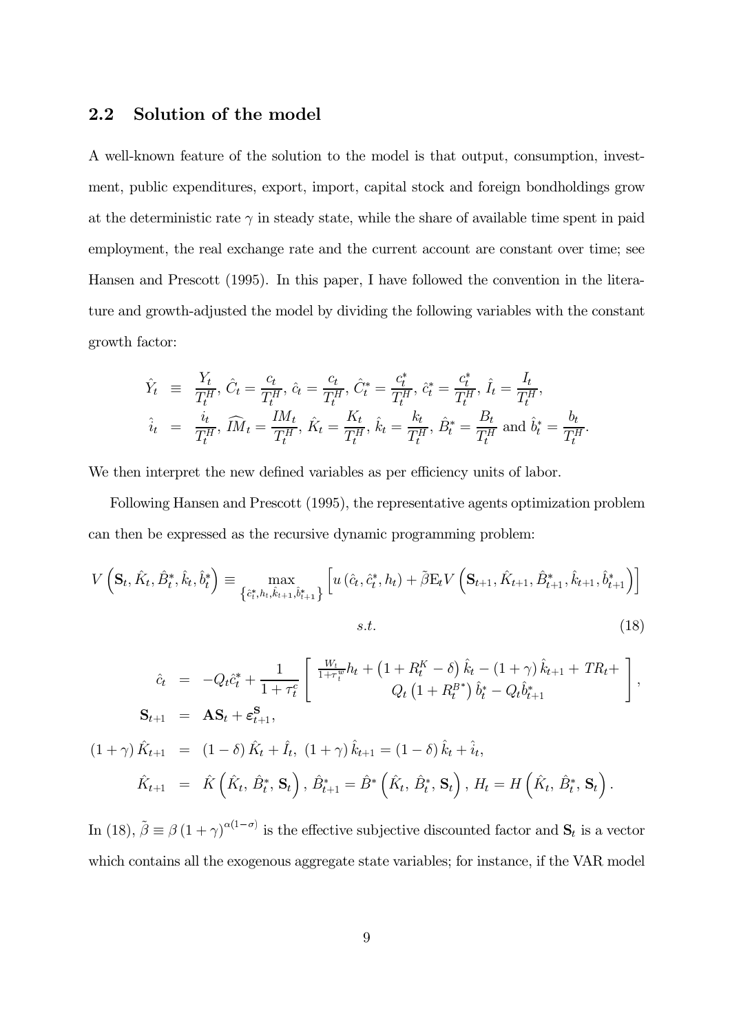## 2.2 Solution of the model

A well-known feature of the solution to the model is that output, consumption, investment, public expenditures, export, import, capital stock and foreign bondholdings grow at the deterministic rate $\gamma$ in steady state, while the share of available time spent in paid employment, the real exchange rate and the current account are constant over time; see Hansen and Prescott (1995). In this paper, I have followed the convention in the literature and growth-adjusted the model by dividing the following variables with the constant growth factor:

$$
\begin{aligned}
\hat{Y}_t &\equiv \frac{Y_t}{T_t^H},\ \hat{C}_t = \frac{c_t}{T_t^H},\ \hat{c}_t = \frac{c_t}{T_t^H},\ \hat{C}_t^* = \frac{c_t^*}{T_t^H},\ \hat{c}_t^* = \frac{c_t^*}{T_t^H},\ \hat{I}_t = \frac{I_t}{T_t^H}, \\
\hat{i}_t &= \frac{i_t}{T_t^H},\ \widehat{IM}_t = \frac{IM_t}{T_t^H},\ \hat{K}_t = \frac{K_t}{T_t^H},\ \hat{k}_t = \frac{k_t}{T_t^H},\ \hat{B}_t^* = \frac{B_t}{T_t^H} \text{ and } \hat{b}_t^* = \frac{b_t}{T_t^H}.
\end{aligned}
$$

We then interpret the new defined variables as per efficiency units of labor.

Following Hansen and Prescott (1995), the representative agents optimization problem can then be expressed as the recursive dynamic programming problem:

$$
V\left(\mathbf{S}_t, \hat{K}_t, \hat{B}_t^*, \hat{k}_t, \hat{b}_t^*\right) \equiv \max_{\left\{\hat{c}_t^*, h_t, \hat{k}_{t+1}, \hat{b}_{t+1}^*\right\}} \left[u\left(\hat{c}_t, \hat{c}_t^*, h_t\right) + \tilde{\beta}\mathrm{E}_t V\left(\mathbf{S}_{t+1}, \hat{K}_{t+1}, \hat{B}_{t+1}^*, \hat{k}_{t+1}, \hat{b}_{t+1}^*\right)\right]
$$

$$
s.t. \tag{18}
$$

$$
\begin{aligned}
\hat{c}_t &= -Q_t\hat{c}_t^* + \frac{1}{1+\tau_t^c}\left[\begin{array}{c} \frac{W_t}{1+\tau_t^w}h_t + \left(1+R_t^K-\delta\right)\hat{k}_t - (1+\gamma)\hat{k}_{t+1} + TR_t + \\ Q_t\left(1+R_t^{B^*}\right)\hat{b}_t^* - Q_t\hat{b}_{t+1}^* \end{array}\right], \\
\mathbf{S}_{t+1} &= \mathbf{A}\mathbf{S}_t + \varepsilon_{t+1}^{\mathbf{S}}, \\
(1+\gamma)\hat{K}_{t+1} &= (1-\delta)\hat{K}_t + \hat{I}_t,\ (1+\gamma)\hat{k}_{t+1} = (1-\delta)\hat{k}_t + \hat{i}_t, \\
\hat{K}_{t+1} &= \hat{K}\left(\hat{K}_t, \hat{B}_t^*, \mathbf{S}_t\right),\ \hat{B}_{t+1}^* = \hat{B}^*\left(\hat{K}_t, \hat{B}_t^*, \mathbf{S}_t\right),\ H_t = H\left(\hat{K}_t, \hat{B}_t^*, \mathbf{S}_t\right).
\end{aligned}
$$

In (18), $\tilde{\beta} \equiv \beta(1+\gamma)^{\alpha(1-\sigma)}$ is the effective subjective discounted factor and $\mathbf{S}_t$ is a vector which contains all the exogenous aggregate state variables; for instance, if the VAR model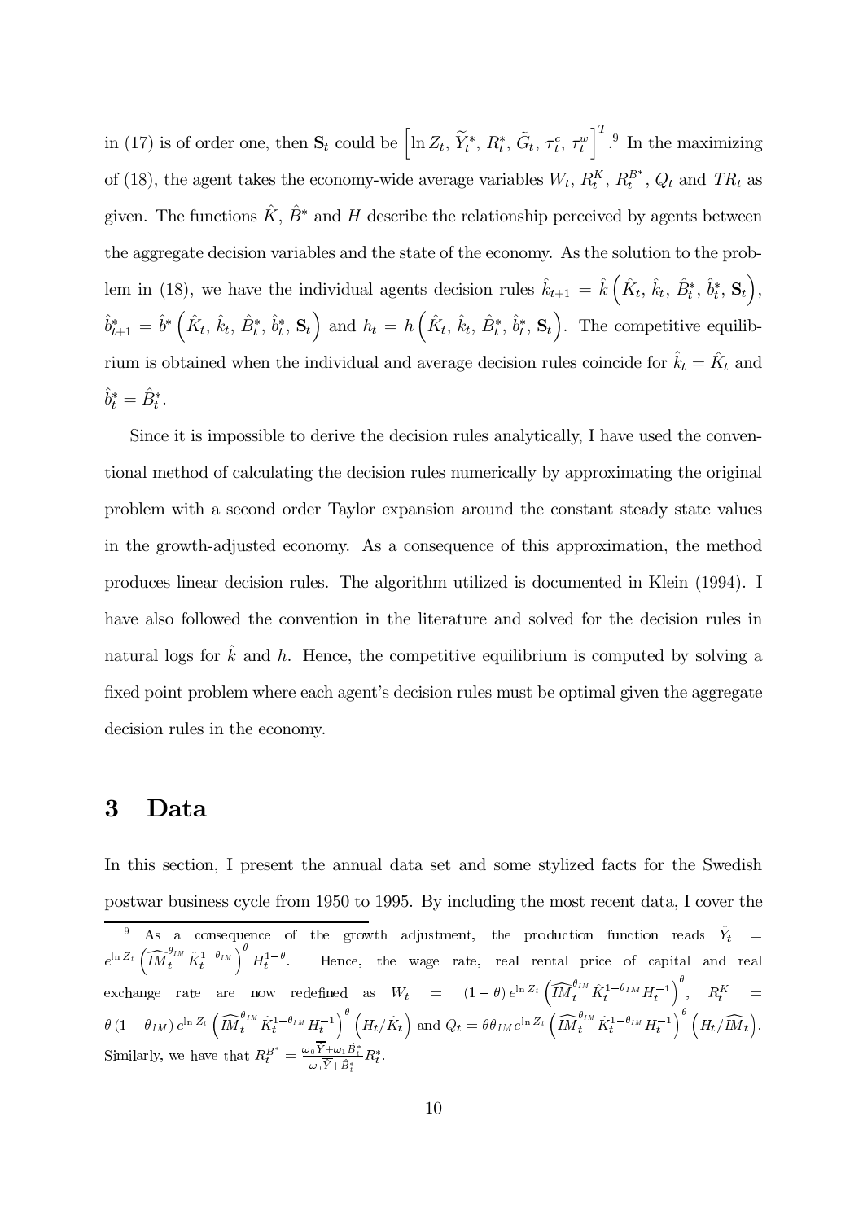in (17) is of order one, then $\mathbf{S}_t$ could be $\left[\ln Z_t,\, \widetilde{Y}_t^*,\, R_t^*,\, \tilde{G}_t,\, \tau_t^c,\, \tau_t^w\right]^T$.[9] In the maximizing of (18), the agent takes the economy-wide average variables $W_t$, $R_t^K$, $R_t^{B^*}$, $Q_t$ and $TR_t$ as given. The functions $\hat{K}$, $\hat{B}^*$ and $H$ describe the relationship perceived by agents between the aggregate decision variables and the state of the economy. As the solution to the problem in (18), we have the individual agents decision rules $\hat{k}_{t+1} = \hat{k}\left(\hat{K}_t,\, \hat{k}_t,\, \hat{B}_t^*,\, \hat{b}_t^*,\, \mathbf{S}_t\right)$, $\hat{b}_{t+1}^* = \hat{b}^*\left(\hat{K}_t,\, \hat{k}_t,\, \hat{B}_t^*,\, \hat{b}_t^*,\, \mathbf{S}_t\right)$ and $h_t = h\left(\hat{K}_t,\, \hat{k}_t,\, \hat{B}_t^*,\, \hat{b}_t^*,\, \mathbf{S}_t\right)$. The competitive equilibrium is obtained when the individual and average decision rules coincide for $\hat{k}_t = \hat{K}_t$ and $\hat{b}_t^* = \hat{B}_t^*$.

Since it is impossible to derive the decision rules analytically, I have used the conventional method of calculating the decision rules numerically by approximating the original problem with a second order Taylor expansion around the constant steady state values in the growth-adjusted economy. As a consequence of this approximation, the method produces linear decision rules. The algorithm utilized is documented in Klein (1994). I have also followed the convention in the literature and solved for the decision rules in natural logs for $\hat{k}$ and $h$. Hence, the competitive equilibrium is computed by solving a fixed point problem where each agent's decision rules must be optimal given the aggregate decision rules in the economy.

# 3 Data

In this section, I present the annual data set and some stylized facts for the Swedish postwar business cycle from 1950 to 1995. By including the most recent data, I cover the

---

[9] As a consequence of the growth adjustment, the production function reads $\hat{Y}_t = e^{\ln Z_t}\left(\widehat{IM}_t^{\theta_{IM}}\hat{K}_t^{1-\theta_{IM}}\right)^{\theta} H_t^{1-\theta}$. Hence, the wage rate, real rental price of capital and real exchange rate are now redefined as $W_t = (1-\theta)\, e^{\ln Z_t}\left(\widehat{IM}_t^{\theta_{IM}}\hat{K}_t^{1-\theta_{IM}}H_t^{-1}\right)^{\theta}$, $R_t^K = \theta\,(1-\theta_{IM})\, e^{\ln Z_t}\left(\widehat{IM}_t^{\theta_{IM}}\hat{K}_t^{1-\theta_{IM}}H_t^{-1}\right)^{\theta}\left(H_t/\hat{K}_t\right)$ and $Q_t = \theta\theta_{IM} e^{\ln Z_t}\left(\widehat{IM}_t^{\theta_{IM}}\hat{K}_t^{1-\theta_{IM}}H_t^{-1}\right)^{\theta}\left(H_t/\widehat{IM}_t\right)$. Similarly, we have that $R_t^{B^*} = \frac{\omega_0\overline{\widetilde{Y}}+\omega_1\hat{B}_t^*}{\omega_0\overline{\widetilde{Y}}+\hat{B}_t^*}R_t^*$.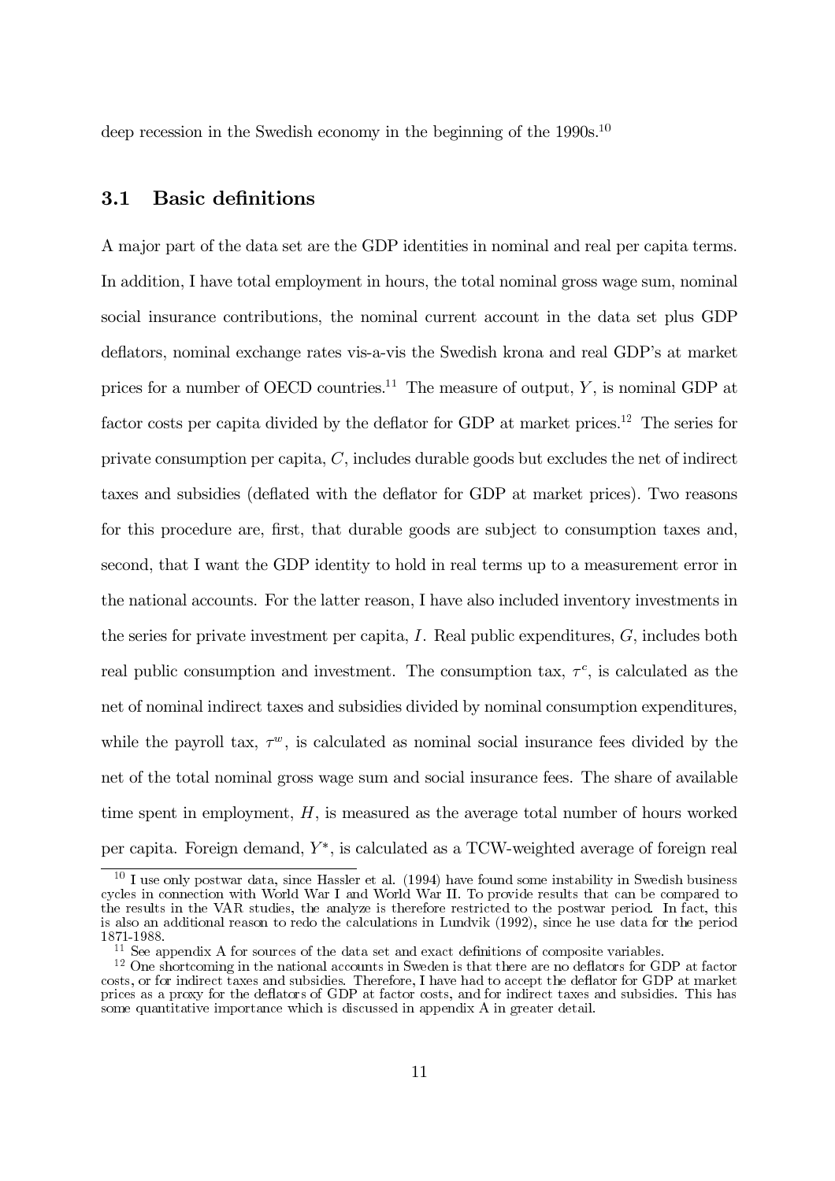deep recession in the Swedish economy in the beginning of the 1990s.[10]

### 3.1 Basic definitions

A major part of the data set are the GDP identities in nominal and real per capita terms. In addition, I have total employment in hours, the total nominal gross wage sum, nominal social insurance contributions, the nominal current account in the data set plus GDP deflators, nominal exchange rates vis-a-vis the Swedish krona and real GDP's at market prices for a number of OECD countries.[11] The measure of output, $Y$, is nominal GDP at factor costs per capita divided by the deflator for GDP at market prices.[12] The series for private consumption per capita, $C$, includes durable goods but excludes the net of indirect taxes and subsidies (deflated with the deflator for GDP at market prices). Two reasons for this procedure are, first, that durable goods are subject to consumption taxes and, second, that I want the GDP identity to hold in real terms up to a measurement error in the national accounts. For the latter reason, I have also included inventory investments in the series for private investment per capita, $I$. Real public expenditures, $G$, includes both real public consumption and investment. The consumption tax, $\tau^c$, is calculated as the net of nominal indirect taxes and subsidies divided by nominal consumption expenditures, while the payroll tax, $\tau^w$, is calculated as nominal social insurance fees divided by the net of the total nominal gross wage sum and social insurance fees. The share of available time spent in employment, $H$, is measured as the average total number of hours worked per capita. Foreign demand, $Y^*$, is calculated as a TCW-weighted average of foreign real

---

[10] I use only postwar data, since Hassler et al. (1994) have found some instability in Swedish business cycles in connection with World War I and World War II. To provide results that can be compared to the results in the VAR studies, the analyze is therefore restricted to the postwar period. In fact, this is also an additional reason to redo the calculations in Lundvik (1992), since he use data for the period 1871-1988.

[11] See appendix A for sources of the data set and exact definitions of composite variables.

[12] One shortcoming in the national accounts in Sweden is that there are no deflators for GDP at factor costs, or for indirect taxes and subsidies. Therefore, I have had to accept the deflator for GDP at market prices as a proxy for the deflators of GDP at factor costs, and for indirect taxes and subsidies. This has some quantitative importance which is discussed in appendix A in greater detail.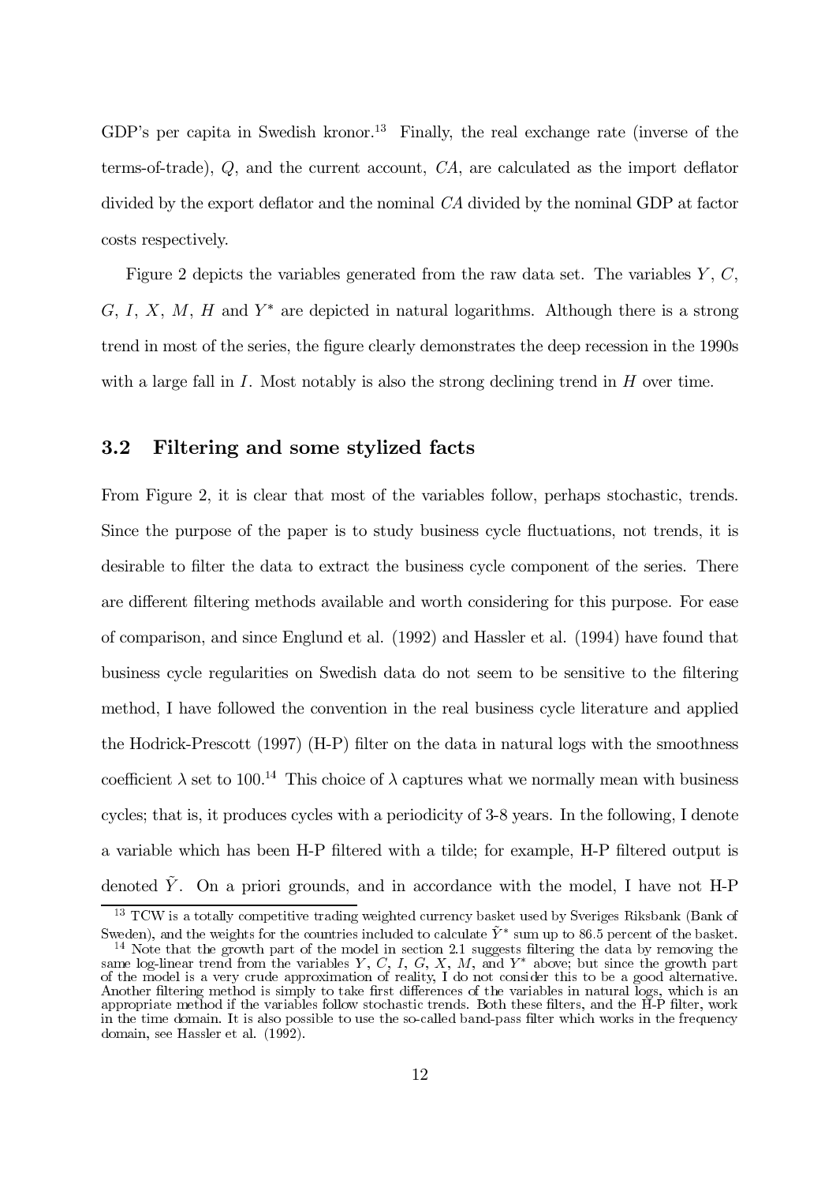GDP's per capita in Swedish kronor.[13] Finally, the real exchange rate (inverse of the terms-of-trade), $Q$, and the current account, $CA$, are calculated as the import deflator divided by the export deflator and the nominal $CA$ divided by the nominal GDP at factor costs respectively.

Figure 2 depicts the variables generated from the raw data set. The variables $Y$, $C$, $G$, $I$, $X$, $M$, $H$ and $Y^*$ are depicted in natural logarithms. Although there is a strong trend in most of the series, the figure clearly demonstrates the deep recession in the 1990s with a large fall in $I$. Most notably is also the strong declining trend in $H$ over time.

### 3.2 Filtering and some stylized facts

From Figure 2, it is clear that most of the variables follow, perhaps stochastic, trends. Since the purpose of the paper is to study business cycle fluctuations, not trends, it is desirable to filter the data to extract the business cycle component of the series. There are different filtering methods available and worth considering for this purpose. For ease of comparison, and since Englund et al. (1992) and Hassler et al. (1994) have found that business cycle regularities on Swedish data do not seem to be sensitive to the filtering method, I have followed the convention in the real business cycle literature and applied the Hodrick-Prescott (1997) (H-P) filter on the data in natural logs with the smoothness coefficient $\lambda$ set to 100.[14] This choice of $\lambda$ captures what we normally mean with business cycles; that is, it produces cycles with a periodicity of 3-8 years. In the following, I denote a variable which has been H-P filtered with a tilde; for example, H-P filtered output is denoted $\tilde{Y}$. On a priori grounds, and in accordance with the model, I have not H-P

---

[13] TCW is a totally competitive trading weighted currency basket used by Sveriges Riksbank (Bank of Sweden), and the weights for the countries included to calculate $\tilde{Y}^*$ sum up to 86.5 percent of the basket.

[14] Note that the growth part of the model in section 2.1 suggests filtering the data by removing the same log-linear trend from the variables $Y$, $C$, $I$, $G$, $X$, $M$, and $Y^*$ above; but since the growth part of the model is a very crude approximation of reality, I do not consider this to be a good alternative. Another filtering method is simply to take first differences of the variables in natural logs, which is an appropriate method if the variables follow stochastic trends. Both these filters, and the H-P filter, work in the time domain. It is also possible to use the so-called band-pass filter which works in the frequency domain, see Hassler et al. (1992).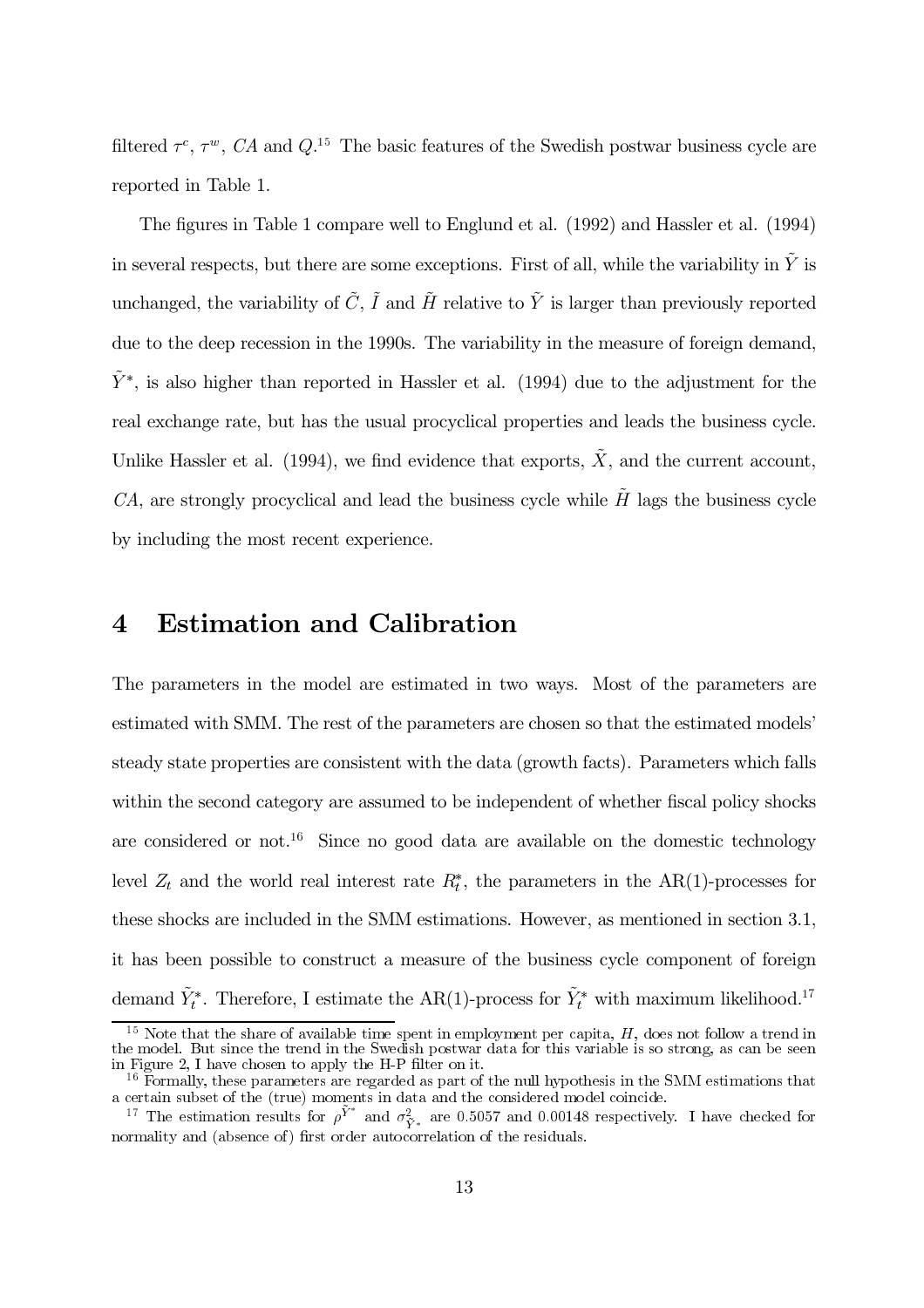filtered $\tau^c$, $\tau^w$, $CA$ and $Q$.[15] The basic features of the Swedish postwar business cycle are reported in Table 1.

The figures in Table 1 compare well to Englund et al. (1992) and Hassler et al. (1994) in several respects, but there are some exceptions. First of all, while the variability in $\tilde{Y}$ is unchanged, the variability of $\tilde{C}$, $\tilde{I}$ and $\tilde{H}$ relative to $\tilde{Y}$ is larger than previously reported due to the deep recession in the 1990s. The variability in the measure of foreign demand, $\tilde{Y}^*$, is also higher than reported in Hassler et al. (1994) due to the adjustment for the real exchange rate, but has the usual procyclical properties and leads the business cycle. Unlike Hassler et al. (1994), we find evidence that exports, $\tilde{X}$, and the current account, $CA$, are strongly procyclical and lead the business cycle while $\tilde{H}$ lags the business cycle by including the most recent experience.

# 4 Estimation and Calibration

The parameters in the model are estimated in two ways. Most of the parameters are estimated with SMM. The rest of the parameters are chosen so that the estimated models' steady state properties are consistent with the data (growth facts). Parameters which falls within the second category are assumed to be independent of whether fiscal policy shocks are considered or not.[16] Since no good data are available on the domestic technology level $Z_t$ and the world real interest rate $R_t^*$, the parameters in the AR(1)-processes for these shocks are included in the SMM estimations. However, as mentioned in section 3.1, it has been possible to construct a measure of the business cycle component of foreign demand $\tilde{Y}_t^*$. Therefore, I estimate the AR(1)-process for $\tilde{Y}_t^*$ with maximum likelihood.[17]

[15] Note that the share of available time spent in employment per capita, $H$, does not follow a trend in the model. But since the trend in the Swedish postwar data for this variable is so strong, as can be seen in Figure 2, I have chosen to apply the H-P filter on it.

[16] Formally, these parameters are regarded as part of the null hypothesis in the SMM estimations that a certain subset of the (true) moments in data and the considered model coincide.

[17] The estimation results for $\rho^{\tilde{Y}^*}$ and $\sigma^2_{\tilde{Y}^*}$ are 0.5057 and 0.00148 respectively. I have checked for normality and (absence of) first order autocorrelation of the residuals.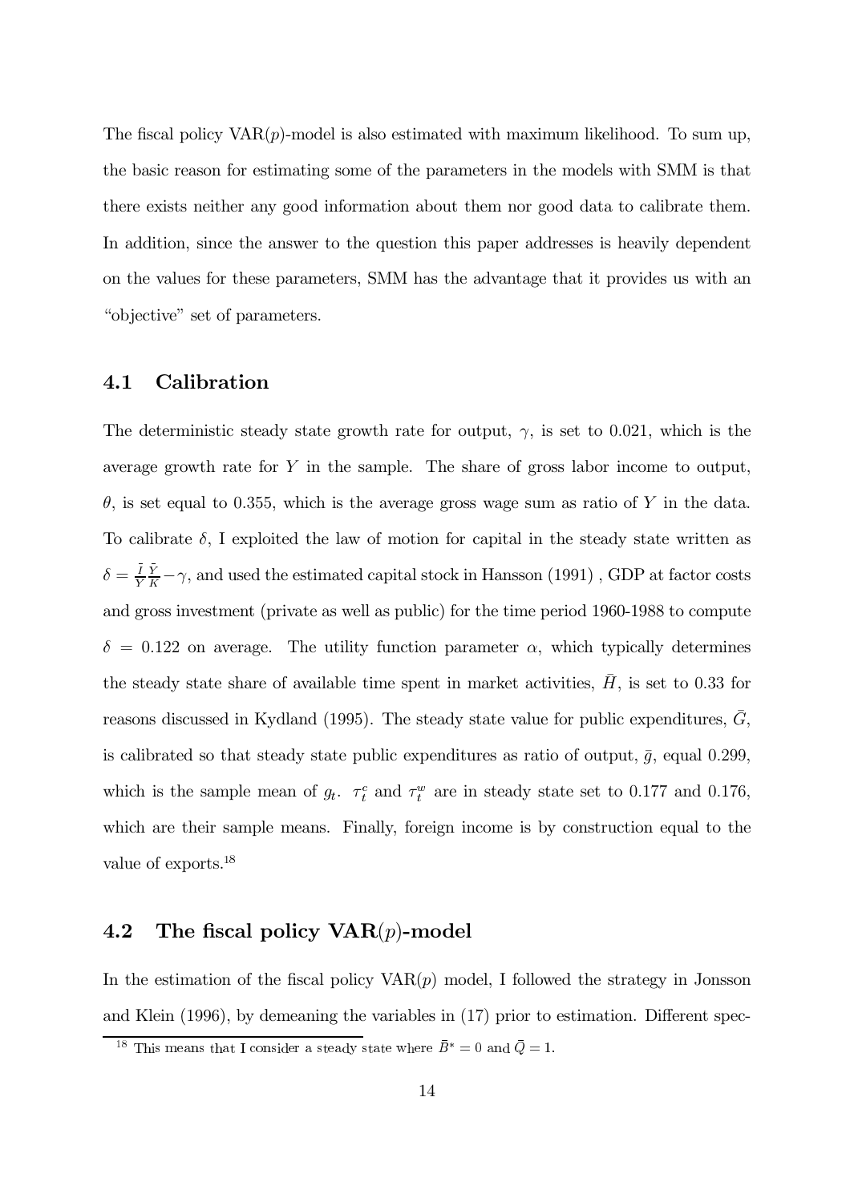The fiscal policy VAR($p$)-model is also estimated with maximum likelihood. To sum up, the basic reason for estimating some of the parameters in the models with SMM is that there exists neither any good information about them nor good data to calibrate them. In addition, since the answer to the question this paper addresses is heavily dependent on the values for these parameters, SMM has the advantage that it provides us with an "objective" set of parameters.

## 4.1 Calibration

The deterministic steady state growth rate for output, $\gamma$, is set to 0.021, which is the average growth rate for $Y$ in the sample. The share of gross labor income to output, $\theta$, is set equal to 0.355, which is the average gross wage sum as ratio of $Y$ in the data. To calibrate $\delta$, I exploited the law of motion for capital in the steady state written as $\delta = \frac{\bar{I}}{\bar{Y}}\frac{\bar{Y}}{\bar{K}} - \gamma$, and used the estimated capital stock in Hansson (1991) , GDP at factor costs and gross investment (private as well as public) for the time period 1960-1988 to compute $\delta = 0.122$ on average. The utility function parameter $\alpha$, which typically determines the steady state share of available time spent in market activities, $\bar{H}$, is set to 0.33 for reasons discussed in Kydland (1995). The steady state value for public expenditures, $\bar{G}$, is calibrated so that steady state public expenditures as ratio of output, $\bar{g}$, equal 0.299, which is the sample mean of $g_t$. $\tau_t^c$ and $\tau_t^w$ are in steady state set to 0.177 and 0.176, which are their sample means. Finally, foreign income is by construction equal to the value of exports.[18]

## 4.2 The fiscal policy VAR($p$)-model

In the estimation of the fiscal policy VAR($p$) model, I followed the strategy in Jonsson and Klein (1996), by demeaning the variables in (17) prior to estimation. Different spec-

[18] This means that I consider a steady state where $\bar{B}^* = 0$ and $\bar{Q} = 1$.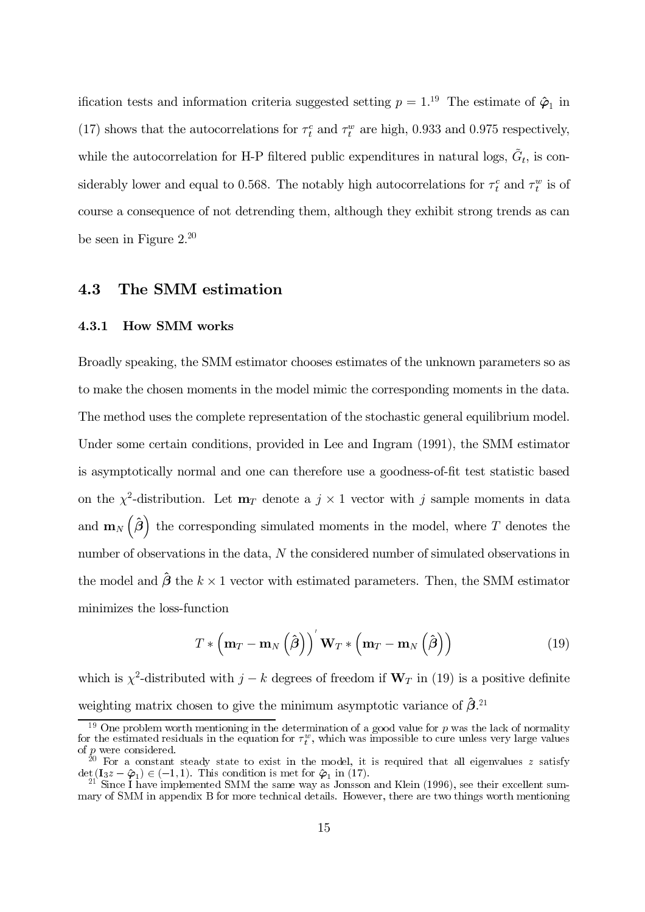ification tests and information criteria suggested setting $p = 1$.[19] The estimate of $\hat{\varphi}_1$ in (17) shows that the autocorrelations for $\tau_t^c$ and $\tau_t^w$ are high, 0.933 and 0.975 respectively, while the autocorrelation for H-P filtered public expenditures in natural logs, $\tilde{G}_t$, is considerably lower and equal to 0.568. The notably high autocorrelations for $\tau_t^c$ and $\tau_t^w$ is of course a consequence of not detrending them, although they exhibit strong trends as can be seen in Figure 2.[20]

## 4.3 The SMM estimation

### 4.3.1 How SMM works

Broadly speaking, the SMM estimator chooses estimates of the unknown parameters so as to make the chosen moments in the model mimic the corresponding moments in the data. The method uses the complete representation of the stochastic general equilibrium model. Under some certain conditions, provided in Lee and Ingram (1991), the SMM estimator is asymptotically normal and one can therefore use a goodness-of-fit test statistic based on the $\chi^2$-distribution. Let $\mathbf{m}_T$ denote a $j \times 1$ vector with $j$ sample moments in data and $\mathbf{m}_N\left(\hat{\boldsymbol{\beta}}\right)$ the corresponding simulated moments in the model, where $T$ denotes the number of observations in the data, $N$ the considered number of simulated observations in the model and $\hat{\boldsymbol{\beta}}$ the $k \times 1$ vector with estimated parameters. Then, the SMM estimator minimizes the loss-function

$$T * \left(\mathbf{m}_T - \mathbf{m}_N\left(\hat{\boldsymbol{\beta}}\right)\right)' \mathbf{W}_T * \left(\mathbf{m}_T - \mathbf{m}_N\left(\hat{\boldsymbol{\beta}}\right)\right) \tag{19}$$

which is $\chi^2$-distributed with $j - k$ degrees of freedom if $\mathbf{W}_T$ in (19) is a positive definite weighting matrix chosen to give the minimum asymptotic variance of $\hat{\boldsymbol{\beta}}$.[21]

[19] One problem worth mentioning in the determination of a good value for $p$ was the lack of normality for the estimated residuals in the equation for $\tau_t^w$, which was impossible to cure unless very large values of $p$ were considered.

[20] For a constant steady state to exist in the model, it is required that all eigenvalues $z$ satisfy $\det\left(\mathbf{I}_3 z - \hat{\varphi}_1\right) \in (-1, 1)$. This condition is met for $\hat{\varphi}_1$ in (17).

[21] Since I have implemented SMM the same way as Jonsson and Klein (1996), see their excellent summary of SMM in appendix B for more technical details. However, there are two things worth mentioning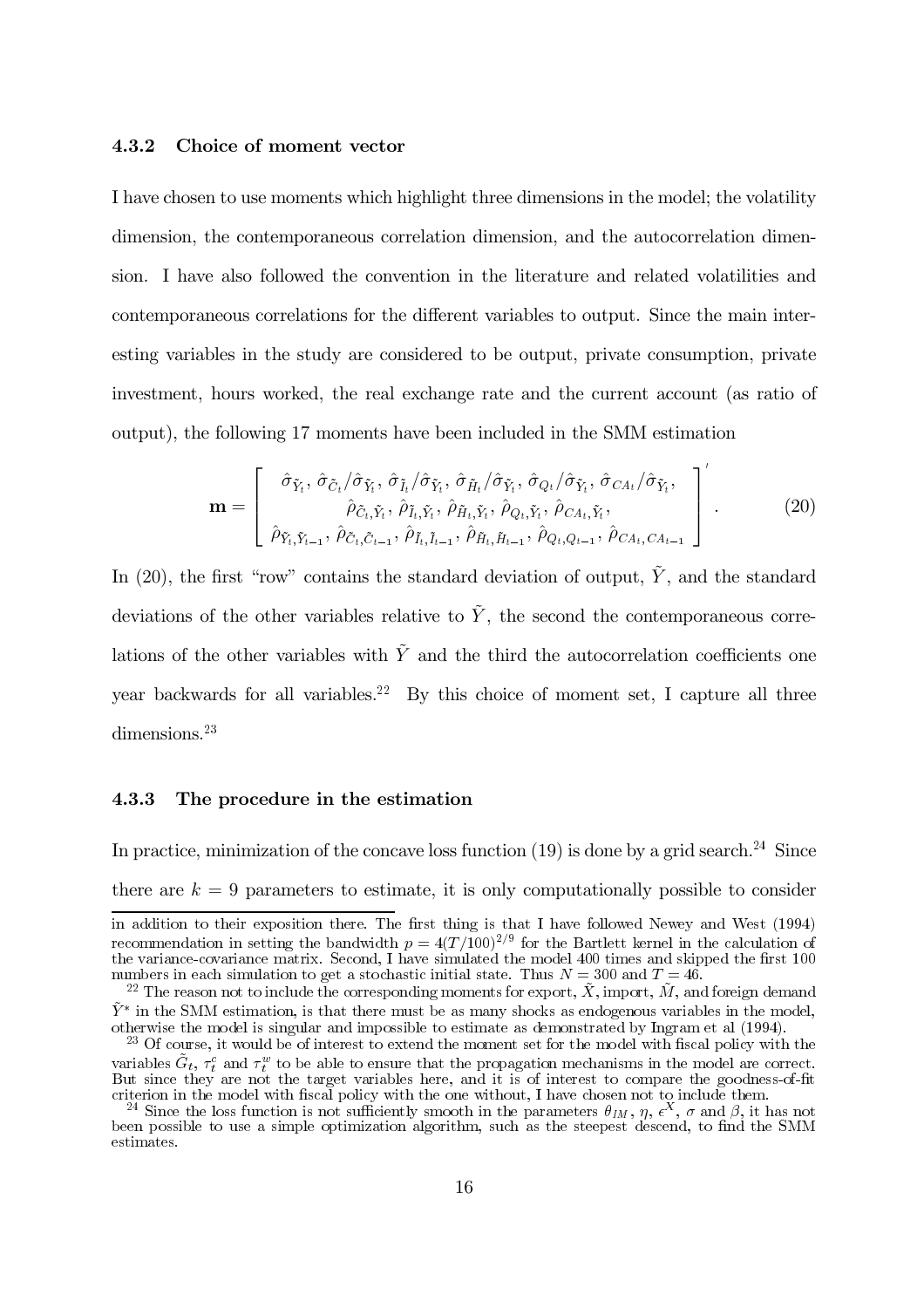### 4.3.2 Choice of moment vector

I have chosen to use moments which highlight three dimensions in the model; the volatility dimension, the contemporaneous correlation dimension, and the autocorrelation dimension. I have also followed the convention in the literature and related volatilities and contemporaneous correlations for the different variables to output. Since the main interesting variables in the study are considered to be output, private consumption, private investment, hours worked, the real exchange rate and the current account (as ratio of output), the following 17 moments have been included in the SMM estimation

$$\mathbf{m} = \begin{bmatrix} \hat{\sigma}_{\tilde{Y}_t},\, \hat{\sigma}_{\tilde{C}_t}/\hat{\sigma}_{\tilde{Y}_t},\, \hat{\sigma}_{\tilde{I}_t}/\hat{\sigma}_{\tilde{Y}_t},\, \hat{\sigma}_{\tilde{H}_t}/\hat{\sigma}_{\tilde{Y}_t},\, \hat{\sigma}_{Q_t}/\hat{\sigma}_{\tilde{Y}_t},\, \hat{\sigma}_{CA_t}/\hat{\sigma}_{\tilde{Y}_t}, \\ \hat{\rho}_{\tilde{C}_t,\tilde{Y}_t},\, \hat{\rho}_{\tilde{I}_t,\tilde{Y}_t},\, \hat{\rho}_{\tilde{H}_t,\tilde{Y}_t},\, \hat{\rho}_{Q_t,\tilde{Y}_t},\, \hat{\rho}_{CA_t,\tilde{Y}_t}, \\ \hat{\rho}_{\tilde{Y}_t,\tilde{Y}_{t-1}},\, \hat{\rho}_{\tilde{C}_t,\tilde{C}_{t-1}},\, \hat{\rho}_{\tilde{I}_t,\tilde{I}_{t-1}},\, \hat{\rho}_{\tilde{H}_t,\tilde{H}_{t-1}},\, \hat{\rho}_{Q_t,Q_{t-1}},\, \hat{\rho}_{CA_t,CA_{t-1}} \end{bmatrix}'. \tag{20}$$

In (20), the first "row" contains the standard deviation of output, $\tilde{Y}$, and the standard deviations of the other variables relative to $\tilde{Y}$, the second the contemporaneous correlations of the other variables with $\tilde{Y}$ and the third the autocorrelation coefficients one year backwards for all variables.[22] By this choice of moment set, I capture all three dimensions.[23]

### 4.3.3 The procedure in the estimation

In practice, minimization of the concave loss function (19) is done by a grid search.[24] Since there are $k = 9$ parameters to estimate, it is only computationally possible to consider

---

in addition to their exposition there. The first thing is that I have followed Newey and West (1994) recommendation in setting the bandwidth $p = 4(T/100)^{2/9}$ for the Bartlett kernel in the calculation of the variance-covariance matrix. Second, I have simulated the model 400 times and skipped the first 100 numbers in each simulation to get a stochastic initial state. Thus $N = 300$ and $T = 46$.

[22] The reason not to include the corresponding moments for export, $\tilde{X}$, import, $\tilde{M}$, and foreign demand $\tilde{Y}^*$ in the SMM estimation, is that there must be as many shocks as endogenous variables in the model, otherwise the model is singular and impossible to estimate as demonstrated by Ingram et al (1994).

[23] Of course, it would be of interest to extend the moment set for the model with fiscal policy with the variables $\tilde{G}_t$, $\tau_t^c$ and $\tau_t^w$ to be able to ensure that the propagation mechanisms in the model are correct. But since they are not the target variables here, and it is of interest to compare the goodness-of-fit criterion in the model with fiscal policy with the one without, I have chosen not to include them.

[24] Since the loss function is not sufficiently smooth in the parameters $\theta_{IM}$, $\eta$, $\epsilon^X$, $\sigma$ and $\beta$, it has not been possible to use a simple optimization algorithm, such as the steepest descend, to find the SMM estimates.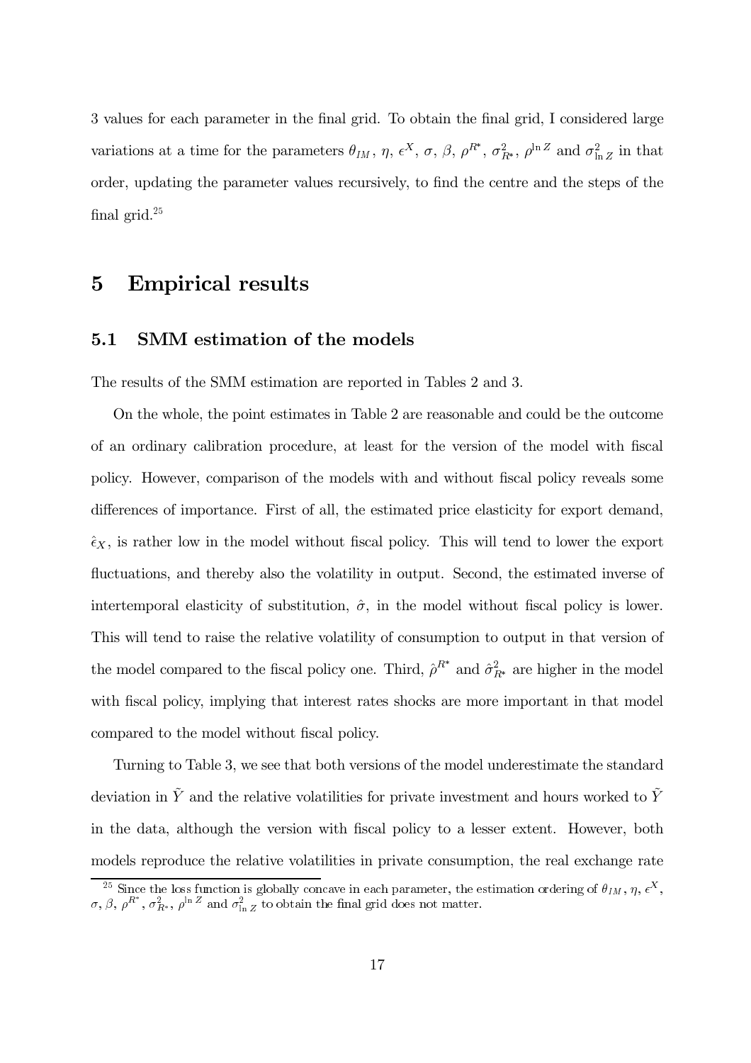3 values for each parameter in the final grid. To obtain the final grid, I considered large variations at a time for the parameters $\theta_{IM}$, $\eta$, $\epsilon^X$, $\sigma$, $\beta$, $\rho^{R^*}$, $\sigma^2_{R^*}$, $\rho^{\ln Z}$ and $\sigma^2_{\ln Z}$ in that order, updating the parameter values recursively, to find the centre and the steps of the final grid.[25]

# 5 Empirical results

## 5.1 SMM estimation of the models

The results of the SMM estimation are reported in Tables 2 and 3.

On the whole, the point estimates in Table 2 are reasonable and could be the outcome of an ordinary calibration procedure, at least for the version of the model with fiscal policy. However, comparison of the models with and without fiscal policy reveals some differences of importance. First of all, the estimated price elasticity for export demand, $\hat{\epsilon}_X$, is rather low in the model without fiscal policy. This will tend to lower the export fluctuations, and thereby also the volatility in output. Second, the estimated inverse of intertemporal elasticity of substitution, $\hat{\sigma}$, in the model without fiscal policy is lower. This will tend to raise the relative volatility of consumption to output in that version of the model compared to the fiscal policy one. Third, $\hat{\rho}^{R^*}$ and $\hat{\sigma}^2_{R^*}$ are higher in the model with fiscal policy, implying that interest rates shocks are more important in that model compared to the model without fiscal policy.

Turning to Table 3, we see that both versions of the model underestimate the standard deviation in $\tilde{Y}$ and the relative volatilities for private investment and hours worked to $\tilde{Y}$ in the data, although the version with fiscal policy to a lesser extent. However, both models reproduce the relative volatilities in private consumption, the real exchange rate

[25] Since the loss function is globally concave in each parameter, the estimation ordering of $\theta_{IM}$, $\eta$, $\epsilon^X$, $\sigma$, $\beta$, $\rho^{R^*}$, $\sigma^2_{R^*}$, $\rho^{\ln Z}$ and $\sigma^2_{\ln Z}$ to obtain the final grid does not matter.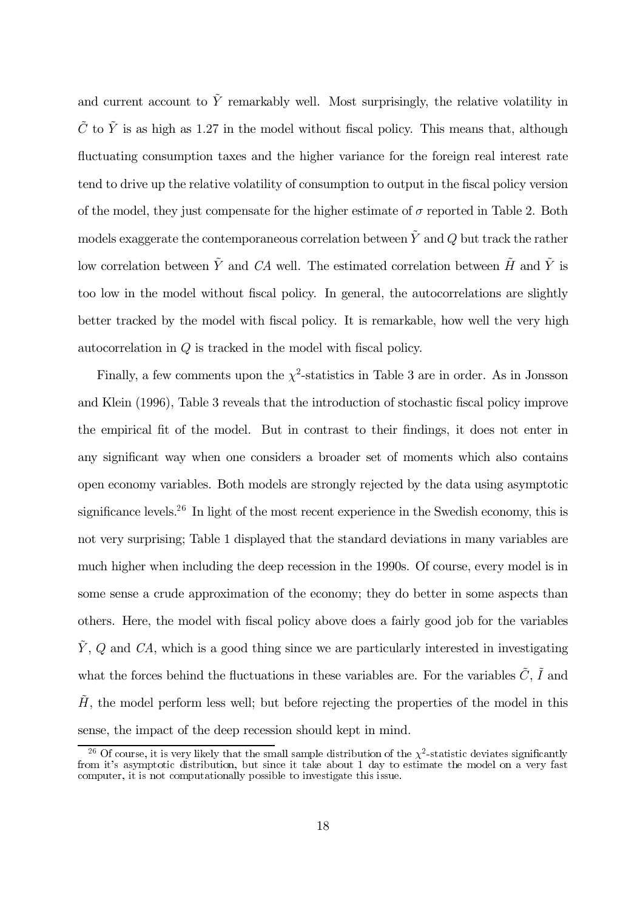and current account to $\tilde{Y}$ remarkably well. Most surprisingly, the relative volatility in $\tilde{C}$ to $\tilde{Y}$ is as high as 1.27 in the model without fiscal policy. This means that, although fluctuating consumption taxes and the higher variance for the foreign real interest rate tend to drive up the relative volatility of consumption to output in the fiscal policy version of the model, they just compensate for the higher estimate of $\sigma$ reported in Table 2. Both models exaggerate the contemporaneous correlation between $\tilde{Y}$ and $Q$ but track the rather low correlation between $\tilde{Y}$ and $CA$ well. The estimated correlation between $\tilde{H}$ and $\tilde{Y}$ is too low in the model without fiscal policy. In general, the autocorrelations are slightly better tracked by the model with fiscal policy. It is remarkable, how well the very high autocorrelation in $Q$ is tracked in the model with fiscal policy.

Finally, a few comments upon the $\chi^2$-statistics in Table 3 are in order. As in Jonsson and Klein (1996), Table 3 reveals that the introduction of stochastic fiscal policy improve the empirical fit of the model. But in contrast to their findings, it does not enter in any significant way when one considers a broader set of moments which also contains open economy variables. Both models are strongly rejected by the data using asymptotic significance levels.[26] In light of the most recent experience in the Swedish economy, this is not very surprising; Table 1 displayed that the standard deviations in many variables are much higher when including the deep recession in the 1990s. Of course, every model is in some sense a crude approximation of the economy; they do better in some aspects than others. Here, the model with fiscal policy above does a fairly good job for the variables $\tilde{Y}$, $Q$ and $CA$, which is a good thing since we are particularly interested in investigating what the forces behind the fluctuations in these variables are. For the variables $\tilde{C}$, $\tilde{I}$ and $\tilde{H}$, the model perform less well; but before rejecting the properties of the model in this sense, the impact of the deep recession should kept in mind.

[26] Of course, it is very likely that the small sample distribution of the $\chi^2$-statistic deviates significantly from it's asymptotic distribution, but since it take about 1 day to estimate the model on a very fast computer, it is not computationally possible to investigate this issue.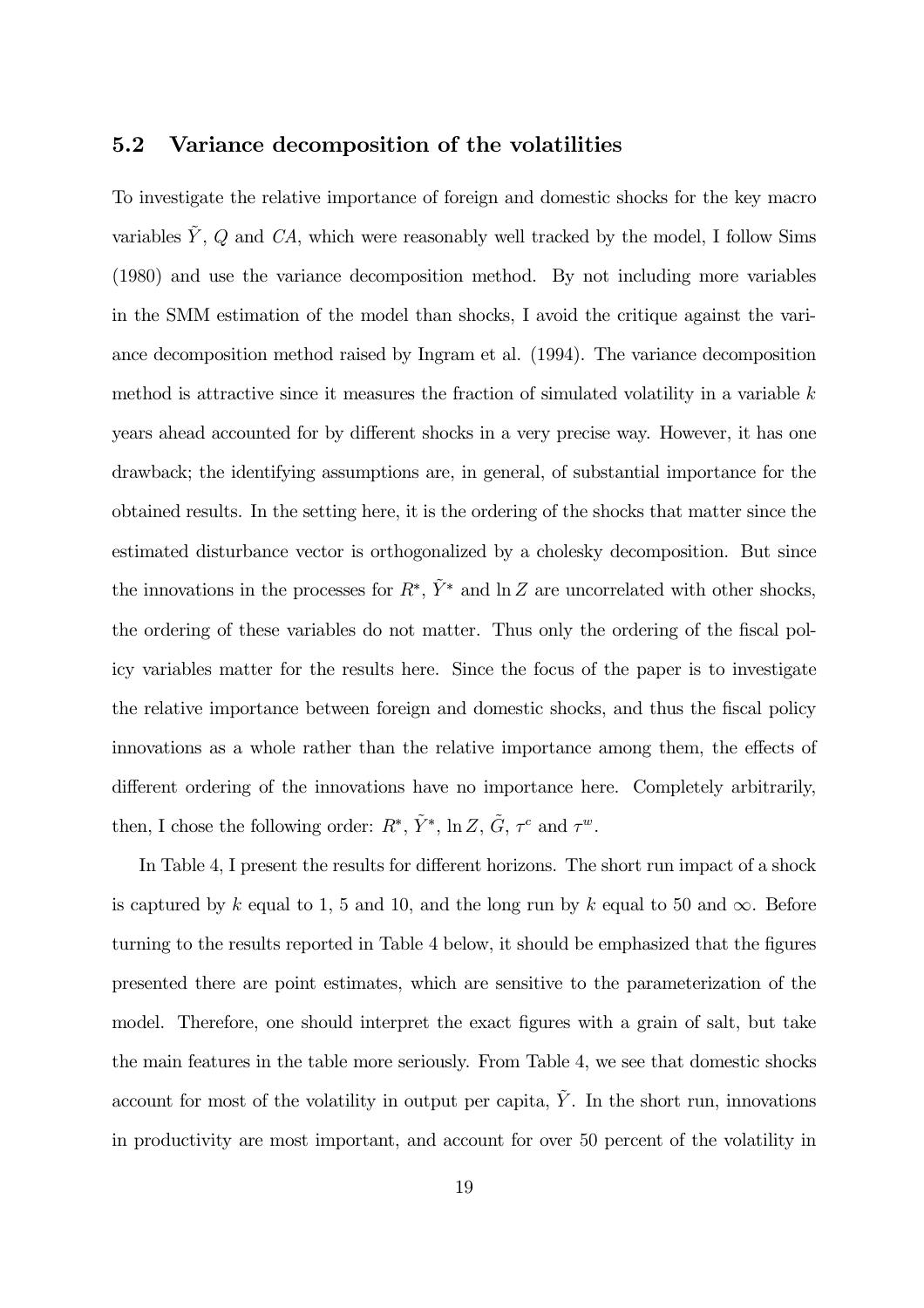## 5.2 Variance decomposition of the volatilities

To investigate the relative importance of foreign and domestic shocks for the key macro variables $\tilde{Y}$, $Q$ and $CA$, which were reasonably well tracked by the model, I follow Sims (1980) and use the variance decomposition method. By not including more variables in the SMM estimation of the model than shocks, I avoid the critique against the variance decomposition method raised by Ingram et al. (1994). The variance decomposition method is attractive since it measures the fraction of simulated volatility in a variable $k$ years ahead accounted for by different shocks in a very precise way. However, it has one drawback; the identifying assumptions are, in general, of substantial importance for the obtained results. In the setting here, it is the ordering of the shocks that matter since the estimated disturbance vector is orthogonalized by a cholesky decomposition. But since the innovations in the processes for $R^*$, $\tilde{Y}^*$ and $\ln Z$ are uncorrelated with other shocks, the ordering of these variables do not matter. Thus only the ordering of the fiscal policy variables matter for the results here. Since the focus of the paper is to investigate the relative importance between foreign and domestic shocks, and thus the fiscal policy innovations as a whole rather than the relative importance among them, the effects of different ordering of the innovations have no importance here. Completely arbitrarily, then, I chose the following order: $R^*$, $\tilde{Y}^*$, $\ln Z$, $\tilde{G}$, $\tau^c$ and $\tau^w$.

In Table 4, I present the results for different horizons. The short run impact of a shock is captured by $k$ equal to 1, 5 and 10, and the long run by $k$ equal to 50 and $\infty$. Before turning to the results reported in Table 4 below, it should be emphasized that the figures presented there are point estimates, which are sensitive to the parameterization of the model. Therefore, one should interpret the exact figures with a grain of salt, but take the main features in the table more seriously. From Table 4, we see that domestic shocks account for most of the volatility in output per capita, $\tilde{Y}$. In the short run, innovations in productivity are most important, and account for over 50 percent of the volatility in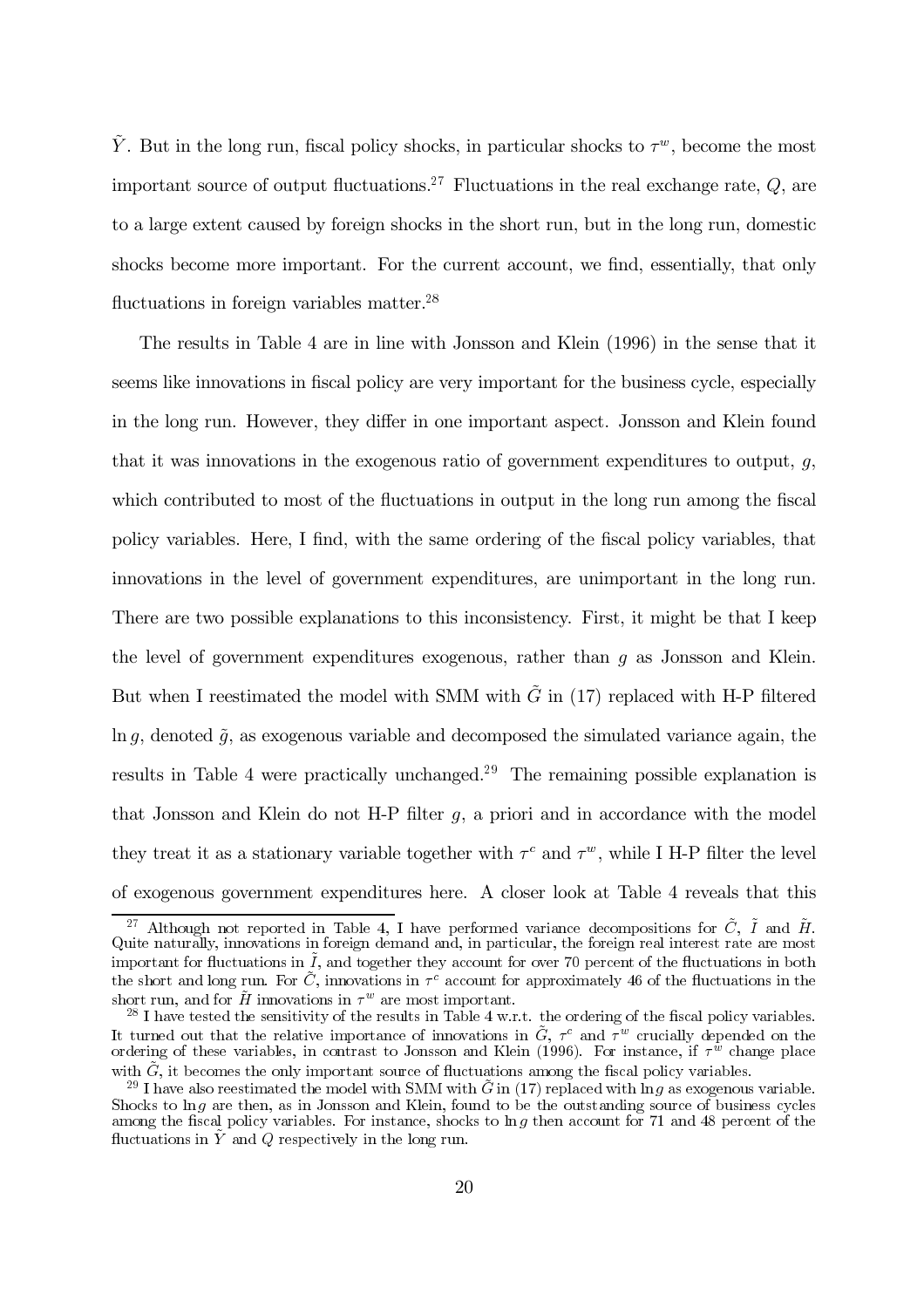$\tilde{Y}$. But in the long run, fiscal policy shocks, in particular shocks to $\tau^w$, become the most important source of output fluctuations.[27] Fluctuations in the real exchange rate, $Q$, are to a large extent caused by foreign shocks in the short run, but in the long run, domestic shocks become more important. For the current account, we find, essentially, that only fluctuations in foreign variables matter.[28]

The results in Table 4 are in line with Jonsson and Klein (1996) in the sense that it seems like innovations in fiscal policy are very important for the business cycle, especially in the long run. However, they differ in one important aspect. Jonsson and Klein found that it was innovations in the exogenous ratio of government expenditures to output, $g$, which contributed to most of the fluctuations in output in the long run among the fiscal policy variables. Here, I find, with the same ordering of the fiscal policy variables, that innovations in the level of government expenditures, are unimportant in the long run. There are two possible explanations to this inconsistency. First, it might be that I keep the level of government expenditures exogenous, rather than $g$ as Jonsson and Klein. But when I reestimated the model with SMM with $\tilde{G}$ in (17) replaced with H-P filtered $\ln g$, denoted $\tilde{g}$, as exogenous variable and decomposed the simulated variance again, the results in Table 4 were practically unchanged.[29] The remaining possible explanation is that Jonsson and Klein do not H-P filter $g$, a priori and in accordance with the model they treat it as a stationary variable together with $\tau^c$ and $\tau^w$, while I H-P filter the level of exogenous government expenditures here. A closer look at Table 4 reveals that this

---

[27] Although not reported in Table 4, I have performed variance decompositions for $\tilde{C}$, $\tilde{I}$ and $\tilde{H}$. Quite naturally, innovations in foreign demand and, in particular, the foreign real interest rate are most important for fluctuations in $\tilde{I}$, and together they account for over 70 percent of the fluctuations in both the short and long run. For $\tilde{C}$, innovations in $\tau^c$ account for approximately 46 of the fluctuations in the short run, and for $\tilde{H}$ innovations in $\tau^w$ are most important.

[28] I have tested the sensitivity of the results in Table 4 w.r.t. the ordering of the fiscal policy variables. It turned out that the relative importance of innovations in $\tilde{G}$, $\tau^c$ and $\tau^w$ crucially depended on the ordering of these variables, in contrast to Jonsson and Klein (1996). For instance, if $\tau^w$ change place with $\tilde{G}$, it becomes the only important source of fluctuations among the fiscal policy variables.

[29] I have also reestimated the model with SMM with $\tilde{G}$ in (17) replaced with $\ln g$ as exogenous variable. Shocks to $\ln g$ are then, as in Jonsson and Klein, found to be the outstanding source of business cycles among the fiscal policy variables. For instance, shocks to $\ln g$ then account for 71 and 48 percent of the fluctuations in $\tilde{Y}$ and $Q$ respectively in the long run.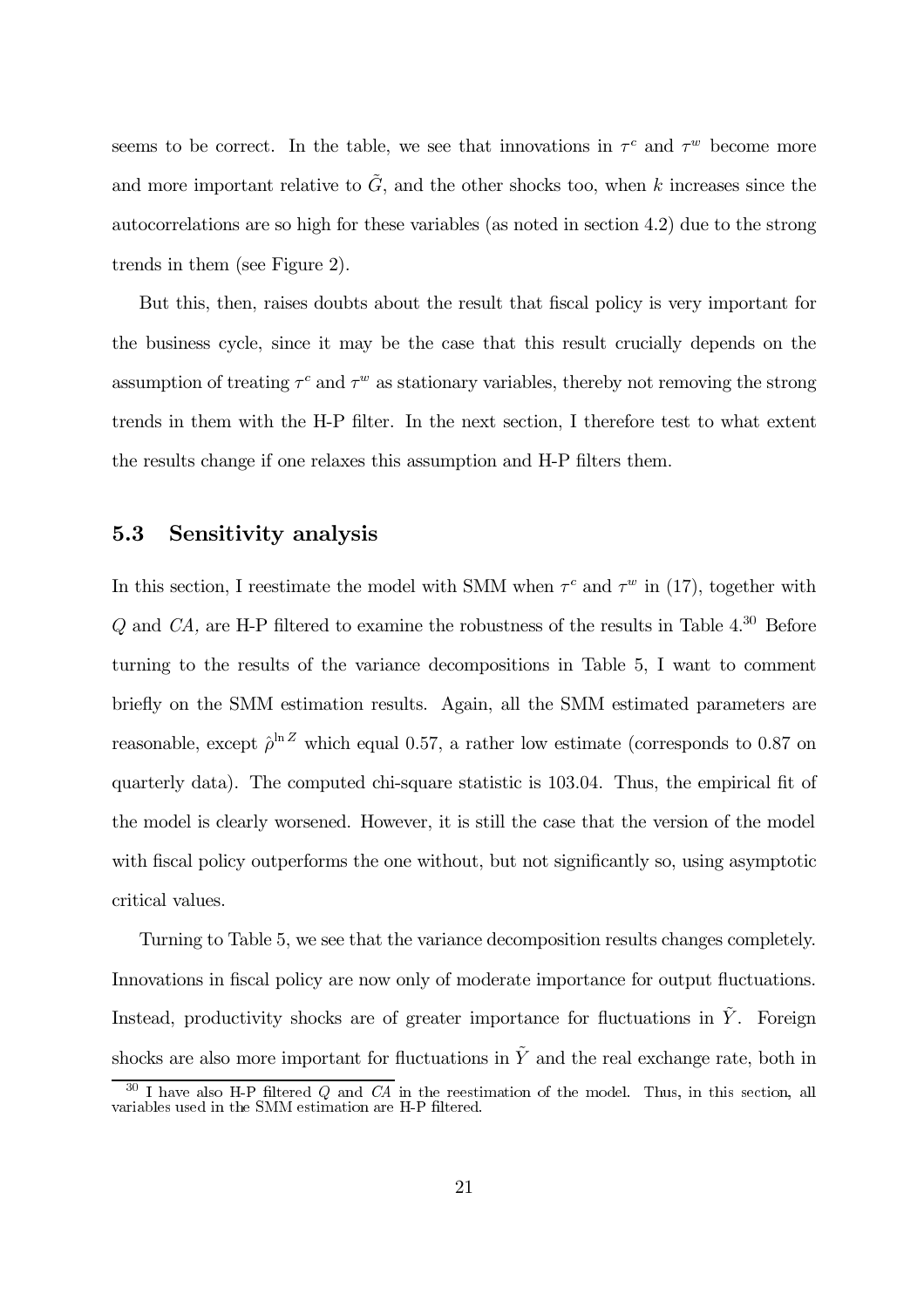seems to be correct. In the table, we see that innovations in $\tau^c$ and $\tau^w$ become more and more important relative to $\tilde{G}$, and the other shocks too, when $k$ increases since the autocorrelations are so high for these variables (as noted in section 4.2) due to the strong trends in them (see Figure 2).

But this, then, raises doubts about the result that fiscal policy is very important for the business cycle, since it may be the case that this result crucially depends on the assumption of treating $\tau^c$ and $\tau^w$ as stationary variables, thereby not removing the strong trends in them with the H-P filter. In the next section, I therefore test to what extent the results change if one relaxes this assumption and H-P filters them.

### 5.3 Sensitivity analysis

In this section, I reestimate the model with SMM when $\tau^c$ and $\tau^w$ in (17), together with $Q$ and $CA$, are H-P filtered to examine the robustness of the results in Table 4.[30] Before turning to the results of the variance decompositions in Table 5, I want to comment briefly on the SMM estimation results. Again, all the SMM estimated parameters are reasonable, except $\hat{\rho}^{\ln Z}$ which equal 0.57, a rather low estimate (corresponds to 0.87 on quarterly data). The computed chi-square statistic is 103.04. Thus, the empirical fit of the model is clearly worsened. However, it is still the case that the version of the model with fiscal policy outperforms the one without, but not significantly so, using asymptotic critical values.

Turning to Table 5, we see that the variance decomposition results changes completely. Innovations in fiscal policy are now only of moderate importance for output fluctuations. Instead, productivity shocks are of greater importance for fluctuations in $\tilde{Y}$. Foreign shocks are also more important for fluctuations in $\tilde{Y}$ and the real exchange rate, both in

[30] I have also H-P filtered $Q$ and $CA$ in the reestimation of the model. Thus, in this section, all variables used in the SMM estimation are H-P filtered.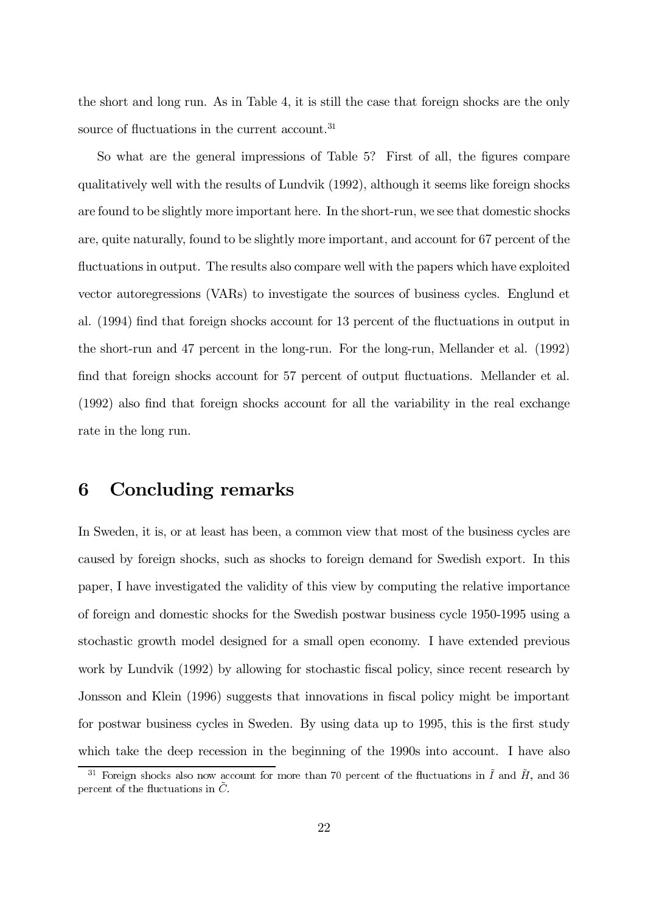the short and long run. As in Table 4, it is still the case that foreign shocks are the only source of fluctuations in the current account.[31]

So what are the general impressions of Table 5? First of all, the figures compare qualitatively well with the results of Lundvik (1992), although it seems like foreign shocks are found to be slightly more important here. In the short-run, we see that domestic shocks are, quite naturally, found to be slightly more important, and account for 67 percent of the fluctuations in output. The results also compare well with the papers which have exploited vector autoregressions (VARs) to investigate the sources of business cycles. Englund et al. (1994) find that foreign shocks account for 13 percent of the fluctuations in output in the short-run and 47 percent in the long-run. For the long-run, Mellander et al. (1992) find that foreign shocks account for 57 percent of output fluctuations. Mellander et al. (1992) also find that foreign shocks account for all the variability in the real exchange rate in the long run.

## 6 Concluding remarks

In Sweden, it is, or at least has been, a common view that most of the business cycles are caused by foreign shocks, such as shocks to foreign demand for Swedish export. In this paper, I have investigated the validity of this view by computing the relative importance of foreign and domestic shocks for the Swedish postwar business cycle 1950-1995 using a stochastic growth model designed for a small open economy. I have extended previous work by Lundvik (1992) by allowing for stochastic fiscal policy, since recent research by Jonsson and Klein (1996) suggests that innovations in fiscal policy might be important for postwar business cycles in Sweden. By using data up to 1995, this is the first study which take the deep recession in the beginning of the 1990s into account. I have also

[31] Foreign shocks also now account for more than 70 percent of the fluctuations in $\tilde{I}$ and $\tilde{H}$, and 36 percent of the fluctuations in $\tilde{C}$.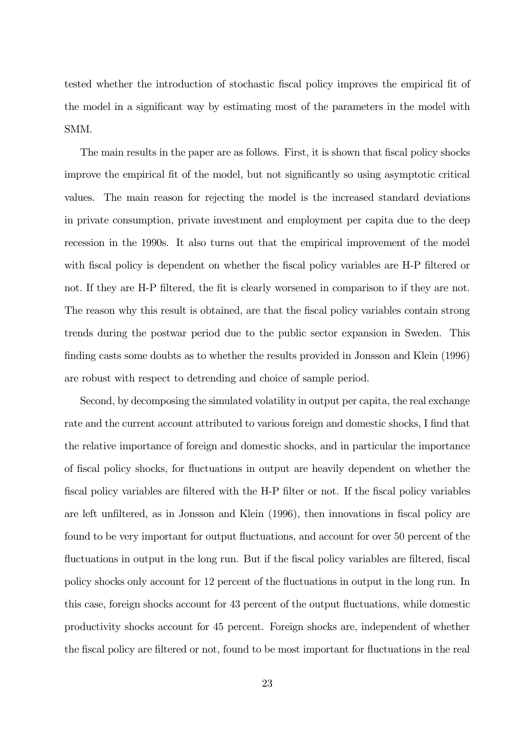tested whether the introduction of stochastic fiscal policy improves the empirical fit of the model in a significant way by estimating most of the parameters in the model with SMM.

The main results in the paper are as follows. First, it is shown that fiscal policy shocks improve the empirical fit of the model, but not significantly so using asymptotic critical values. The main reason for rejecting the model is the increased standard deviations in private consumption, private investment and employment per capita due to the deep recession in the 1990s. It also turns out that the empirical improvement of the model with fiscal policy is dependent on whether the fiscal policy variables are H-P filtered or not. If they are H-P filtered, the fit is clearly worsened in comparison to if they are not. The reason why this result is obtained, are that the fiscal policy variables contain strong trends during the postwar period due to the public sector expansion in Sweden. This finding casts some doubts as to whether the results provided in Jonsson and Klein (1996) are robust with respect to detrending and choice of sample period.

Second, by decomposing the simulated volatility in output per capita, the real exchange rate and the current account attributed to various foreign and domestic shocks, I find that the relative importance of foreign and domestic shocks, and in particular the importance of fiscal policy shocks, for fluctuations in output are heavily dependent on whether the fiscal policy variables are filtered with the H-P filter or not. If the fiscal policy variables are left unfiltered, as in Jonsson and Klein (1996), then innovations in fiscal policy are found to be very important for output fluctuations, and account for over 50 percent of the fluctuations in output in the long run. But if the fiscal policy variables are filtered, fiscal policy shocks only account for 12 percent of the fluctuations in output in the long run. In this case, foreign shocks account for 43 percent of the output fluctuations, while domestic productivity shocks account for 45 percent. Foreign shocks are, independent of whether the fiscal policy are filtered or not, found to be most important for fluctuations in the real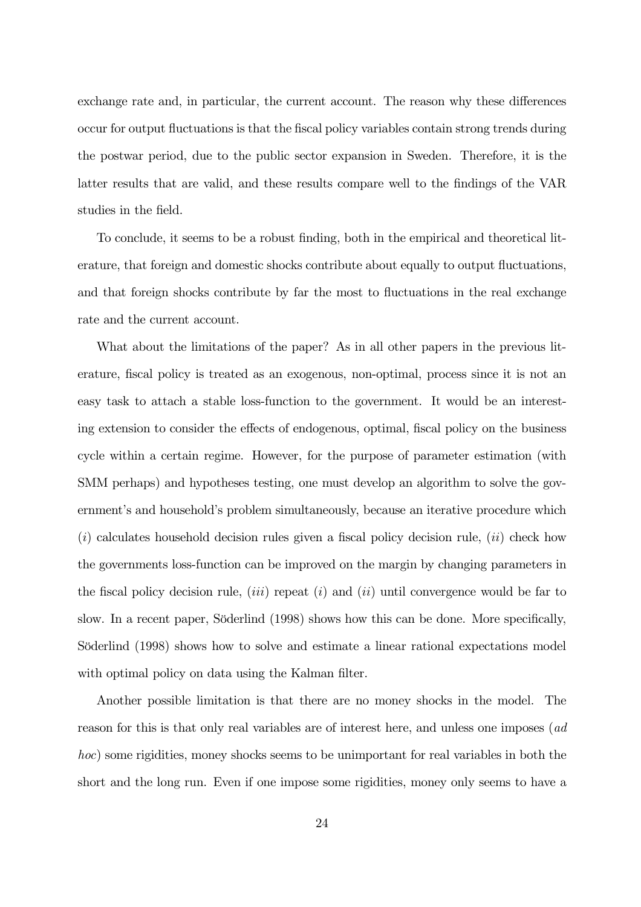exchange rate and, in particular, the current account. The reason why these differences occur for output fluctuations is that the fiscal policy variables contain strong trends during the postwar period, due to the public sector expansion in Sweden. Therefore, it is the latter results that are valid, and these results compare well to the findings of the VAR studies in the field.

To conclude, it seems to be a robust finding, both in the empirical and theoretical literature, that foreign and domestic shocks contribute about equally to output fluctuations, and that foreign shocks contribute by far the most to fluctuations in the real exchange rate and the current account.

What about the limitations of the paper? As in all other papers in the previous literature, fiscal policy is treated as an exogenous, non-optimal, process since it is not an easy task to attach a stable loss-function to the government. It would be an interesting extension to consider the effects of endogenous, optimal, fiscal policy on the business cycle within a certain regime. However, for the purpose of parameter estimation (with SMM perhaps) and hypotheses testing, one must develop an algorithm to solve the government's and household's problem simultaneously, because an iterative procedure which (*i*) calculates household decision rules given a fiscal policy decision rule, (*ii*) check how the governments loss-function can be improved on the margin by changing parameters in the fiscal policy decision rule, (*iii*) repeat (*i*) and (*ii*) until convergence would be far to slow. In a recent paper, Söderlind (1998) shows how this can be done. More specifically, Söderlind (1998) shows how to solve and estimate a linear rational expectations model with optimal policy on data using the Kalman filter.

Another possible limitation is that there are no money shocks in the model. The reason for this is that only real variables are of interest here, and unless one imposes (*ad hoc*) some rigidities, money shocks seems to be unimportant for real variables in both the short and the long run. Even if one impose some rigidities, money only seems to have a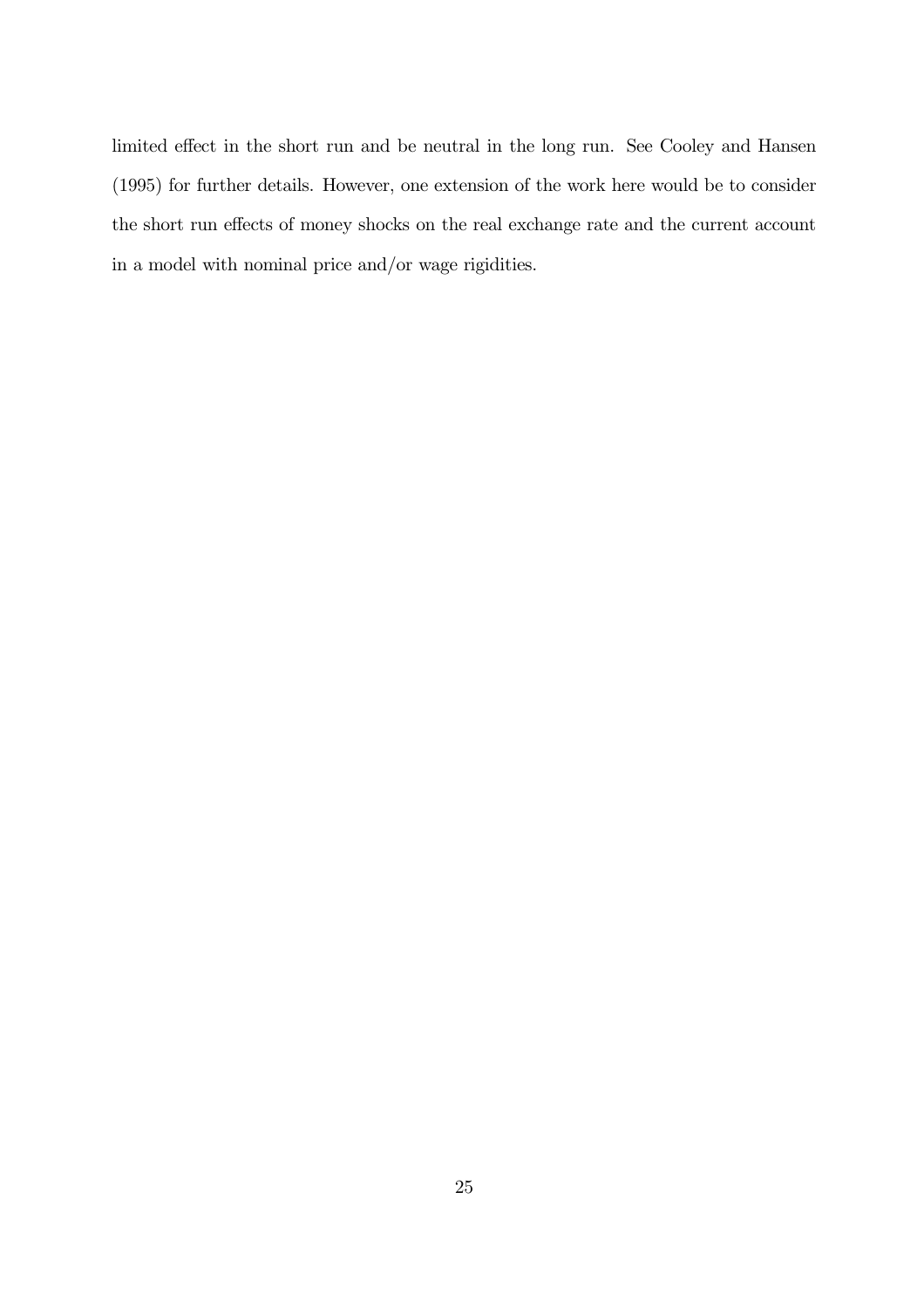limited effect in the short run and be neutral in the long run. See Cooley and Hansen (1995) for further details. However, one extension of the work here would be to consider the short run effects of money shocks on the real exchange rate and the current account in a model with nominal price and/or wage rigidities.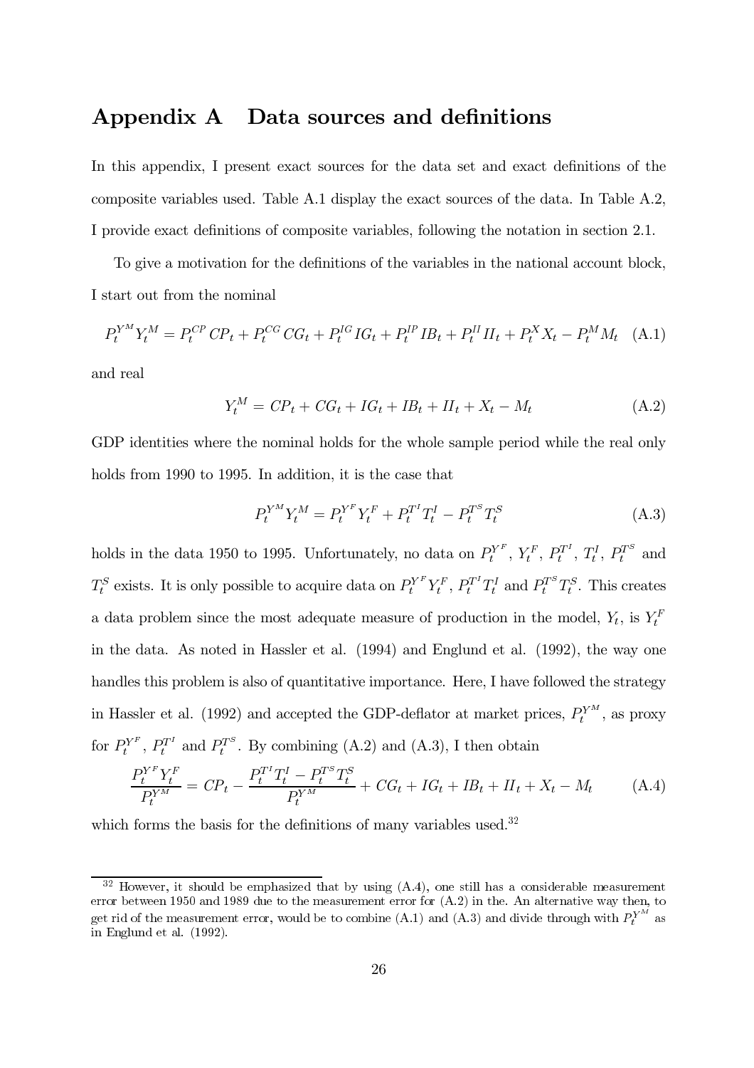## Appendix A Data sources and definitions

In this appendix, I present exact sources for the data set and exact definitions of the composite variables used. Table A.1 display the exact sources of the data. In Table A.2, I provide exact definitions of composite variables, following the notation in section 2.1.

To give a motivation for the definitions of the variables in the national account block, I start out from the nominal

$$P_t^{Y^M} Y_t^M = P_t^{CP} CP_t + P_t^{CG} CG_t + P_t^{IG} IG_t + P_t^{IP} IB_t + P_t^{II} II_t + P_t^X X_t - P_t^M M_t \quad \text{(A.1)}$$

and real

$$Y_t^M = CP_t + CG_t + IG_t + IB_t + II_t + X_t - M_t \quad \text{(A.2)}$$

GDP identities where the nominal holds for the whole sample period while the real only holds from 1990 to 1995. In addition, it is the case that

$$P_t^{Y^M} Y_t^M = P_t^{Y^F} Y_t^F + P_t^{T^I} T_t^I - P_t^{T^S} T_t^S \quad \text{(A.3)}$$

holds in the data 1950 to 1995. Unfortunately, no data on $P_t^{Y^F}$, $Y_t^F$, $P_t^{T^I}$, $T_t^I$, $P_t^{T^S}$ and $T_t^S$ exists. It is only possible to acquire data on $P_t^{Y^F} Y_t^F$, $P_t^{T^I} T_t^I$ and $P_t^{T^S} T_t^S$. This creates a data problem since the most adequate measure of production in the model, $Y_t$, is $Y_t^F$ in the data. As noted in Hassler et al. (1994) and Englund et al. (1992), the way one handles this problem is also of quantitative importance. Here, I have followed the strategy in Hassler et al. (1992) and accepted the GDP-deflator at market prices, $P_t^{Y^M}$, as proxy for $P_t^{Y^F}$, $P_t^{T^I}$ and $P_t^{T^S}$. By combining (A.2) and (A.3), I then obtain

$$\frac{P_t^{Y^F} Y_t^F}{P_t^{Y^M}} = CP_t - \frac{P_t^{T^I} T_t^I - P_t^{T^S} T_t^S}{P_t^{Y^M}} + CG_t + IG_t + IB_t + II_t + X_t - M_t \quad \text{(A.4)}$$

which forms the basis for the definitions of many variables used.[32]

---

[32] However, it should be emphasized that by using (A.4), one still has a considerable measurement error between 1950 and 1989 due to the measurement error for (A.2) in the. An alternative way then, to get rid of the measurement error, would be to combine (A.1) and (A.3) and divide through with $P_t^{Y^M}$ as in Englund et al. (1992).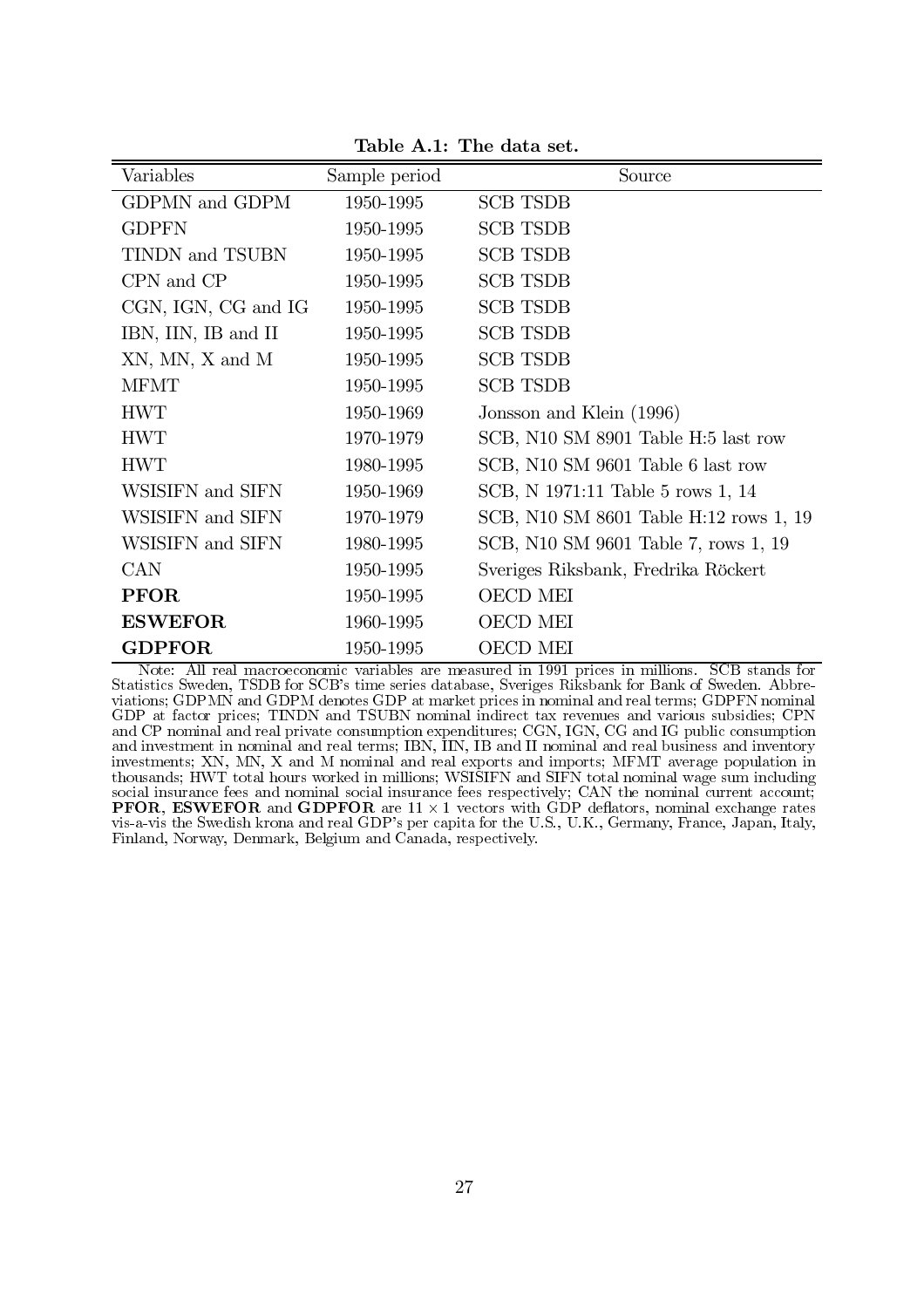**Table A.1: The data set.**

| Variables | Sample period | Source |
|---|---|---|
| GDPMN and GDPM | 1950-1995 | SCB TSDB |
| GDPFN | 1950-1995 | SCB TSDB |
| TINDN and TSUBN | 1950-1995 | SCB TSDB |
| CPN and CP | 1950-1995 | SCB TSDB |
| CGN, IGN, CG and IG | 1950-1995 | SCB TSDB |
| IBN, IIN, IB and II | 1950-1995 | SCB TSDB |
| XN, MN, X and M | 1950-1995 | SCB TSDB |
| MFMT | 1950-1995 | SCB TSDB |
| HWT | 1950-1969 | Jonsson and Klein (1996) |
| HWT | 1970-1979 | SCB, N10 SM 8901 Table H:5 last row |
| HWT | 1980-1995 | SCB, N10 SM 9601 Table 6 last row |
| WSISIFN and SIFN | 1950-1969 | SCB, N 1971:11 Table 5 rows 1, 14 |
| WSISIFN and SIFN | 1970-1979 | SCB, N10 SM 8601 Table H:12 rows 1, 19 |
| WSISIFN and SIFN | 1980-1995 | SCB, N10 SM 9601 Table 7, rows 1, 19 |
| CAN | 1950-1995 | Sveriges Riksbank, Fredrika Röckert |
| **PFOR** | 1950-1995 | OECD MEI |
| **ESWEFOR** | 1960-1995 | OECD MEI |
| **GDPFOR** | 1950-1995 | OECD MEI |

Note: All real macroeconomic variables are measured in 1991 prices in millions. SCB stands for Statistics Sweden, TSDB for SCB's time series database, Sveriges Riksbank for Bank of Sweden. Abbreviations; GDPMN and GDPM denotes GDP at market prices in nominal and real terms; GDPFN nominal GDP at factor prices; TINDN and TSUBN nominal indirect tax revenues and various subsidies; CPN and CP nominal and real private consumption expenditures; CGN, IGN, CG and IG public consumption and investment in nominal and real terms; IBN, IIN, IB and II nominal and real business and inventory investments; XN, MN, X and M nominal and real exports and imports; MFMT average population in thousands; HWT total hours worked in millions; WSISIFN and SIFN total nominal wage sum including social insurance fees and nominal social insurance fees respectively; CAN the nominal current account; **PFOR**, **ESWEFOR** and **GDPFOR** are $11 \times 1$ vectors with GDP deflators, nominal exchange rates vis-a-vis the Swedish krona and real GDP's per capita for the U.S., U.K., Germany, France, Japan, Italy, Finland, Norway, Denmark, Belgium and Canada, respectively.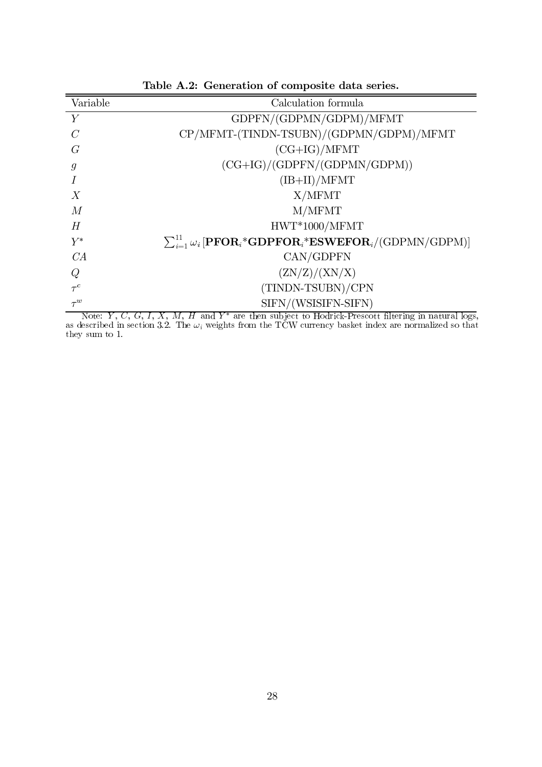**Table A.2: Generation of composite data series.**

| Variable | Calculation formula |
|---|---|
| $Y$ | GDPFN/(GDPMN/GDPM)/MFMT |
| $C$ | CP/MFMT-(TINDN-TSUBN)/(GDPMN/GDPM)/MFMT |
| $G$ | (CG+IG)/MFMT |
| $g$ | (CG+IG)/(GDPFN/(GDPMN/GDPM)) |
| $I$ | (IB+II)/MFMT |
| $X$ | X/MFMT |
| $M$ | M/MFMT |
| $H$ | HWT*1000/MFMT |
| $Y^*$ | $\sum_{i=1}^{11} \omega_i \left[\mathbf{PFOR}_i\text{*}\mathbf{GDPFOR}_i\text{*}\mathbf{ESWEFOR}_i/(\text{GDPMN/GDPM})\right]$ |
| $CA$ | CAN/GDPFN |
| $Q$ | (ZN/Z)/(XN/X) |
| $\tau^c$ | (TINDN-TSUBN)/CPN |
| $\tau^w$ | SIFN/(WSISIFN-SIFN) |

Note: $Y$, $C$, $G$, $I$, $X$, $M$, $H$ and $Y^*$ are then subject to Hodrick-Prescott filtering in natural logs, as described in section 3.2. The $\omega_i$ weights from the TCW currency basket index are normalized so that they sum to 1.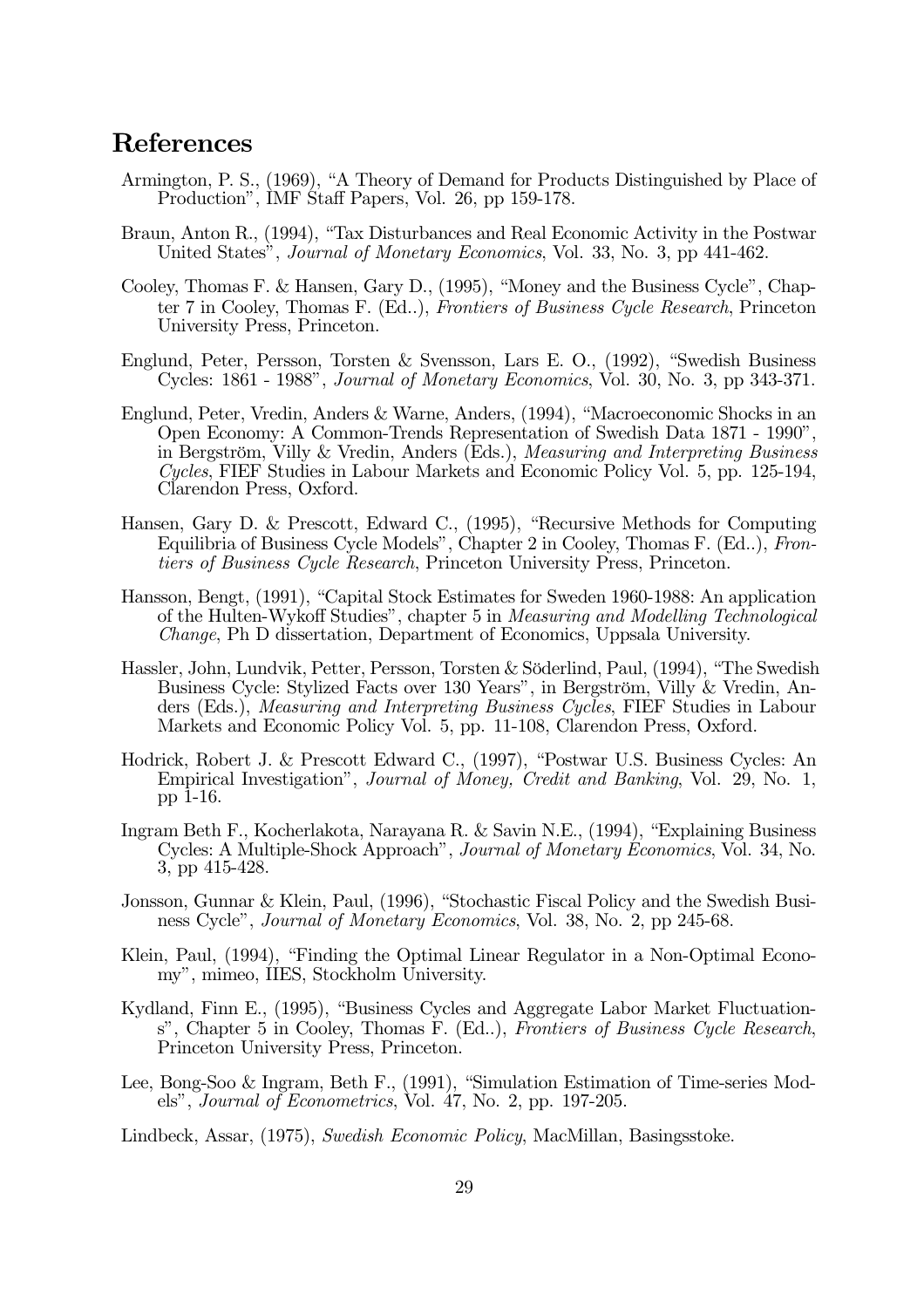# References

Armington, P. S., (1969), "A Theory of Demand for Products Distinguished by Place of Production", IMF Staff Papers, Vol. 26, pp 159-178.

Braun, Anton R., (1994), "Tax Disturbances and Real Economic Activity in the Postwar United States", *Journal of Monetary Economics*, Vol. 33, No. 3, pp 441-462.

Cooley, Thomas F. & Hansen, Gary D., (1995), "Money and the Business Cycle", Chapter 7 in Cooley, Thomas F. (Ed..), *Frontiers of Business Cycle Research*, Princeton University Press, Princeton.

Englund, Peter, Persson, Torsten & Svensson, Lars E. O., (1992), "Swedish Business Cycles: 1861 - 1988", *Journal of Monetary Economics*, Vol. 30, No. 3, pp 343-371.

Englund, Peter, Vredin, Anders & Warne, Anders, (1994), "Macroeconomic Shocks in an Open Economy: A Common-Trends Representation of Swedish Data 1871 - 1990", in Bergström, Villy & Vredin, Anders (Eds.), *Measuring and Interpreting Business Cycles*, FIEF Studies in Labour Markets and Economic Policy Vol. 5, pp. 125-194, Clarendon Press, Oxford.

Hansen, Gary D. & Prescott, Edward C., (1995), "Recursive Methods for Computing Equilibria of Business Cycle Models", Chapter 2 in Cooley, Thomas F. (Ed..), *Frontiers of Business Cycle Research*, Princeton University Press, Princeton.

Hansson, Bengt, (1991), "Capital Stock Estimates for Sweden 1960-1988: An application of the Hulten-Wykoff Studies", chapter 5 in *Measuring and Modelling Technological Change*, Ph D dissertation, Department of Economics, Uppsala University.

Hassler, John, Lundvik, Petter, Persson, Torsten & Söderlind, Paul, (1994), "The Swedish Business Cycle: Stylized Facts over 130 Years", in Bergström, Villy & Vredin, Anders (Eds.), *Measuring and Interpreting Business Cycles*, FIEF Studies in Labour Markets and Economic Policy Vol. 5, pp. 11-108, Clarendon Press, Oxford.

Hodrick, Robert J. & Prescott Edward C., (1997), "Postwar U.S. Business Cycles: An Empirical Investigation", *Journal of Money, Credit and Banking*, Vol. 29, No. 1, pp 1-16.

Ingram Beth F., Kocherlakota, Narayana R. & Savin N.E., (1994), "Explaining Business Cycles: A Multiple-Shock Approach", *Journal of Monetary Economics*, Vol. 34, No. 3, pp 415-428.

Jonsson, Gunnar & Klein, Paul, (1996), "Stochastic Fiscal Policy and the Swedish Business Cycle", *Journal of Monetary Economics*, Vol. 38, No. 2, pp 245-68.

Klein, Paul, (1994), "Finding the Optimal Linear Regulator in a Non-Optimal Economy", mimeo, IIES, Stockholm University.

Kydland, Finn E., (1995), "Business Cycles and Aggregate Labor Market Fluctuations", Chapter 5 in Cooley, Thomas F. (Ed..), *Frontiers of Business Cycle Research*, Princeton University Press, Princeton.

Lee, Bong-Soo & Ingram, Beth F., (1991), "Simulation Estimation of Time-series Models", *Journal of Econometrics*, Vol. 47, No. 2, pp. 197-205.

Lindbeck, Assar, (1975), *Swedish Economic Policy*, MacMillan, Basingsstoke.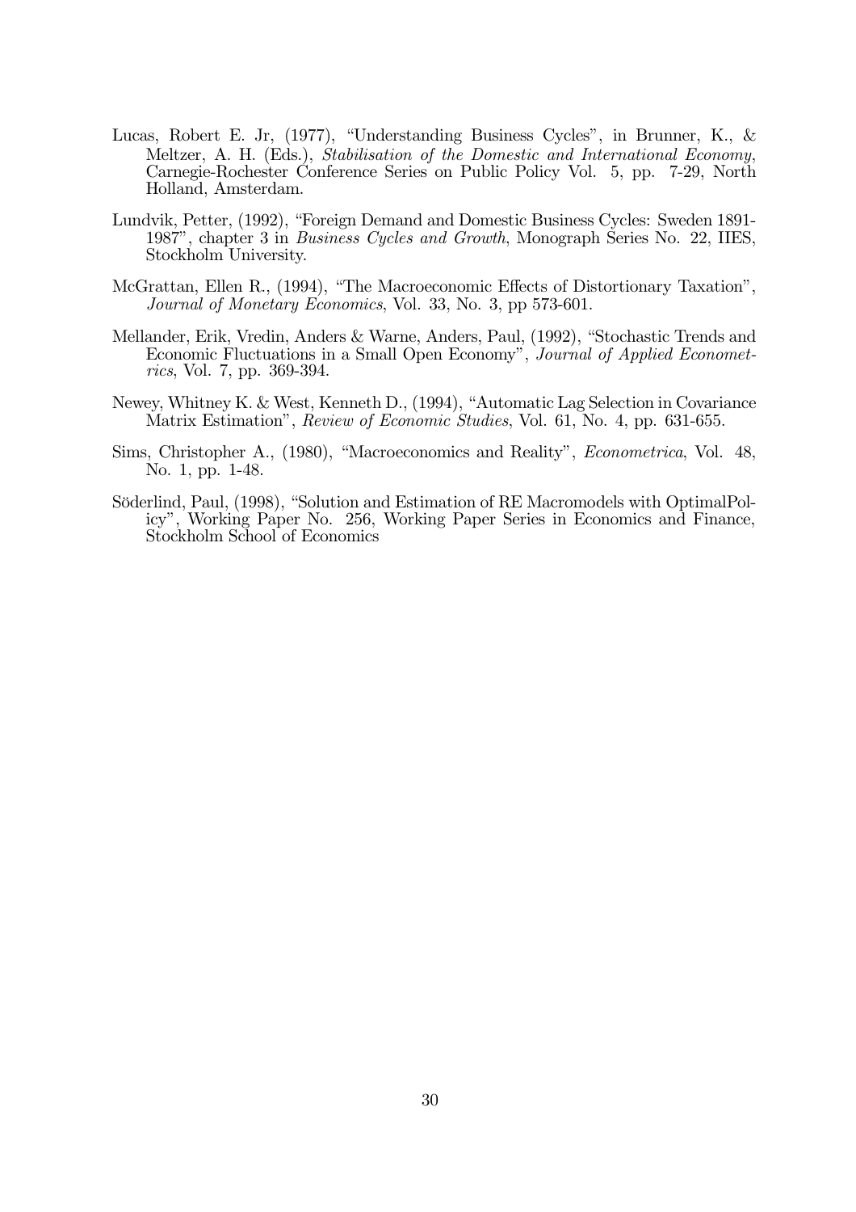Lucas, Robert E. Jr, (1977), "Understanding Business Cycles", in Brunner, K., & Meltzer, A. H. (Eds.), *Stabilisation of the Domestic and International Economy*, Carnegie-Rochester Conference Series on Public Policy Vol. 5, pp. 7-29, North Holland, Amsterdam.

Lundvik, Petter, (1992), "Foreign Demand and Domestic Business Cycles: Sweden 1891-1987", chapter 3 in *Business Cycles and Growth*, Monograph Series No. 22, IIES, Stockholm University.

McGrattan, Ellen R., (1994), "The Macroeconomic Effects of Distortionary Taxation", *Journal of Monetary Economics*, Vol. 33, No. 3, pp 573-601.

Mellander, Erik, Vredin, Anders & Warne, Anders, Paul, (1992), "Stochastic Trends and Economic Fluctuations in a Small Open Economy", *Journal of Applied Econometrics*, Vol. 7, pp. 369-394.

Newey, Whitney K. & West, Kenneth D., (1994), "Automatic Lag Selection in Covariance Matrix Estimation", *Review of Economic Studies*, Vol. 61, No. 4, pp. 631-655.

Sims, Christopher A., (1980), "Macroeconomics and Reality", *Econometrica*, Vol. 48, No. 1, pp. 1-48.

Söderlind, Paul, (1998), "Solution and Estimation of RE Macromodels with OptimalPolicy", Working Paper No. 256, Working Paper Series in Economics and Finance, Stockholm School of Economics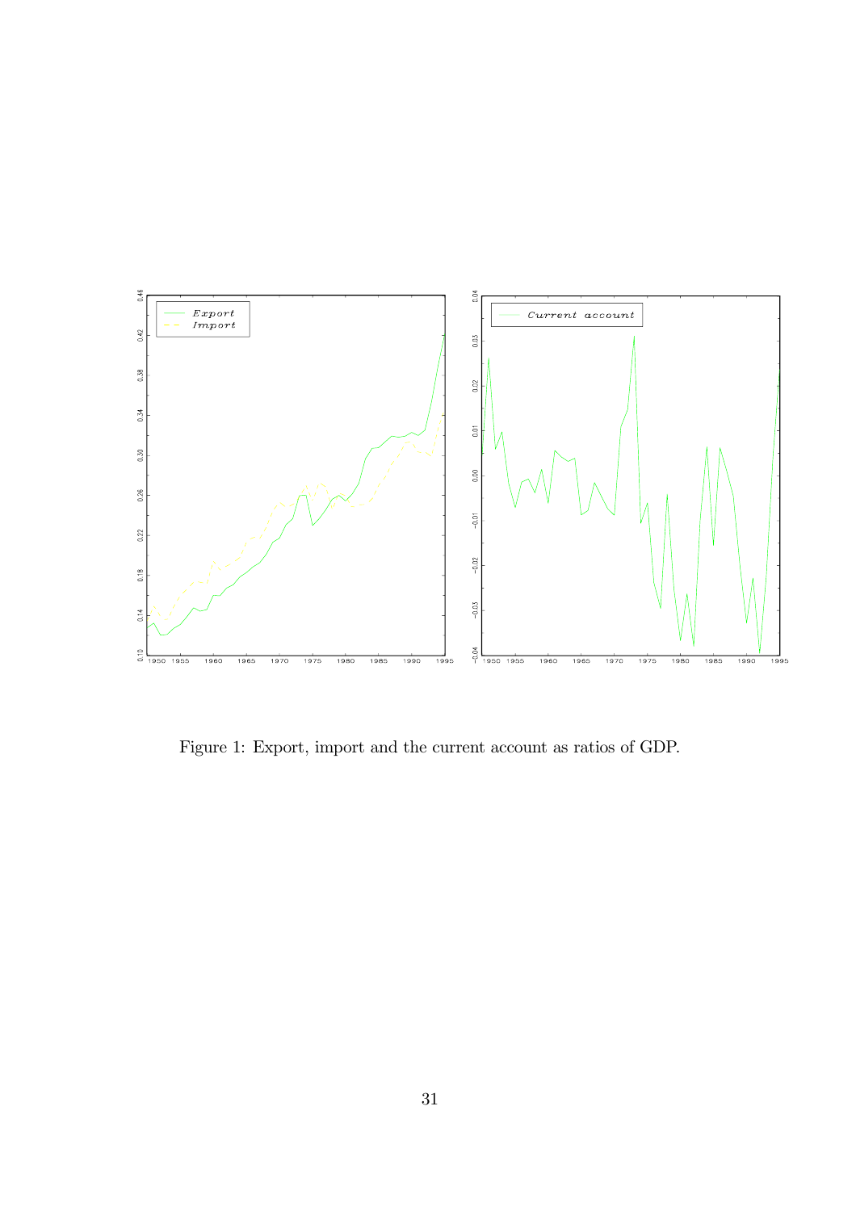Figure 1: Export, import and the current account as ratios of GDP.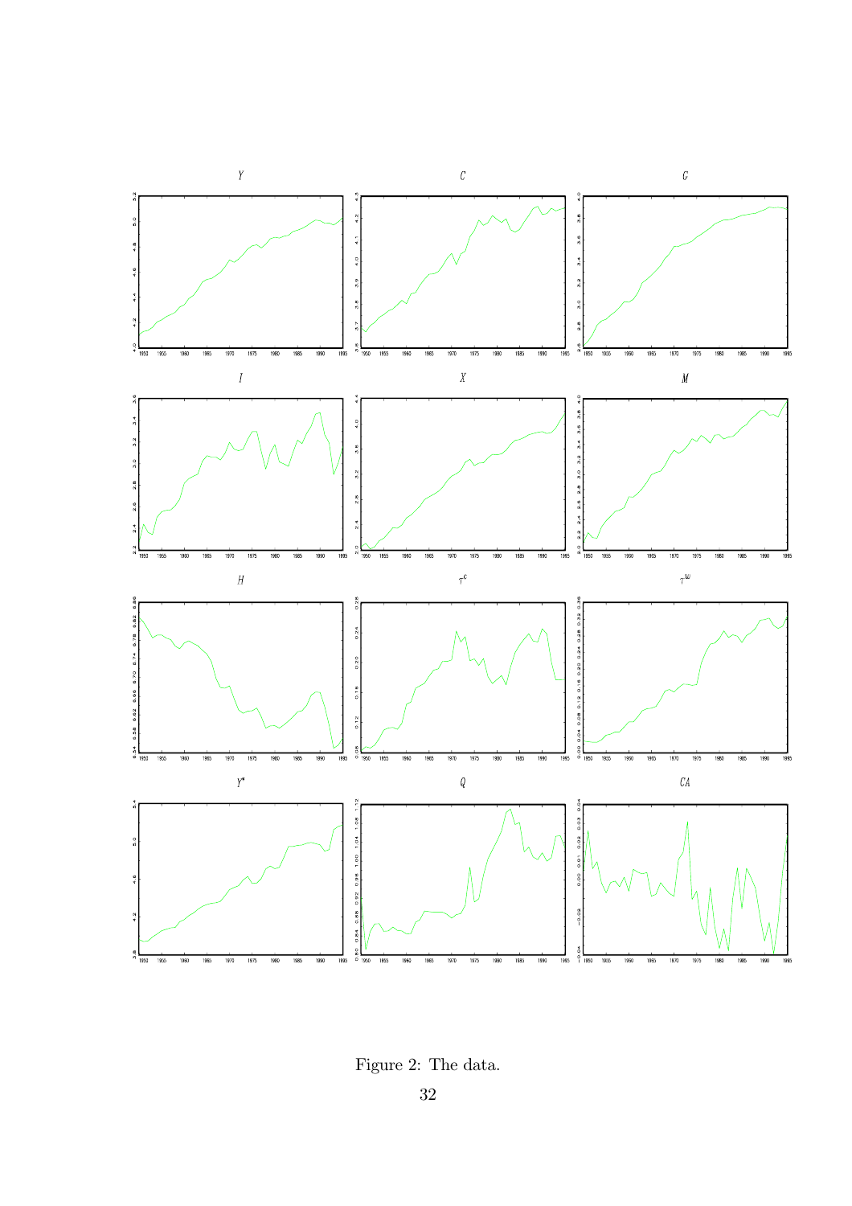Figure 2: The data.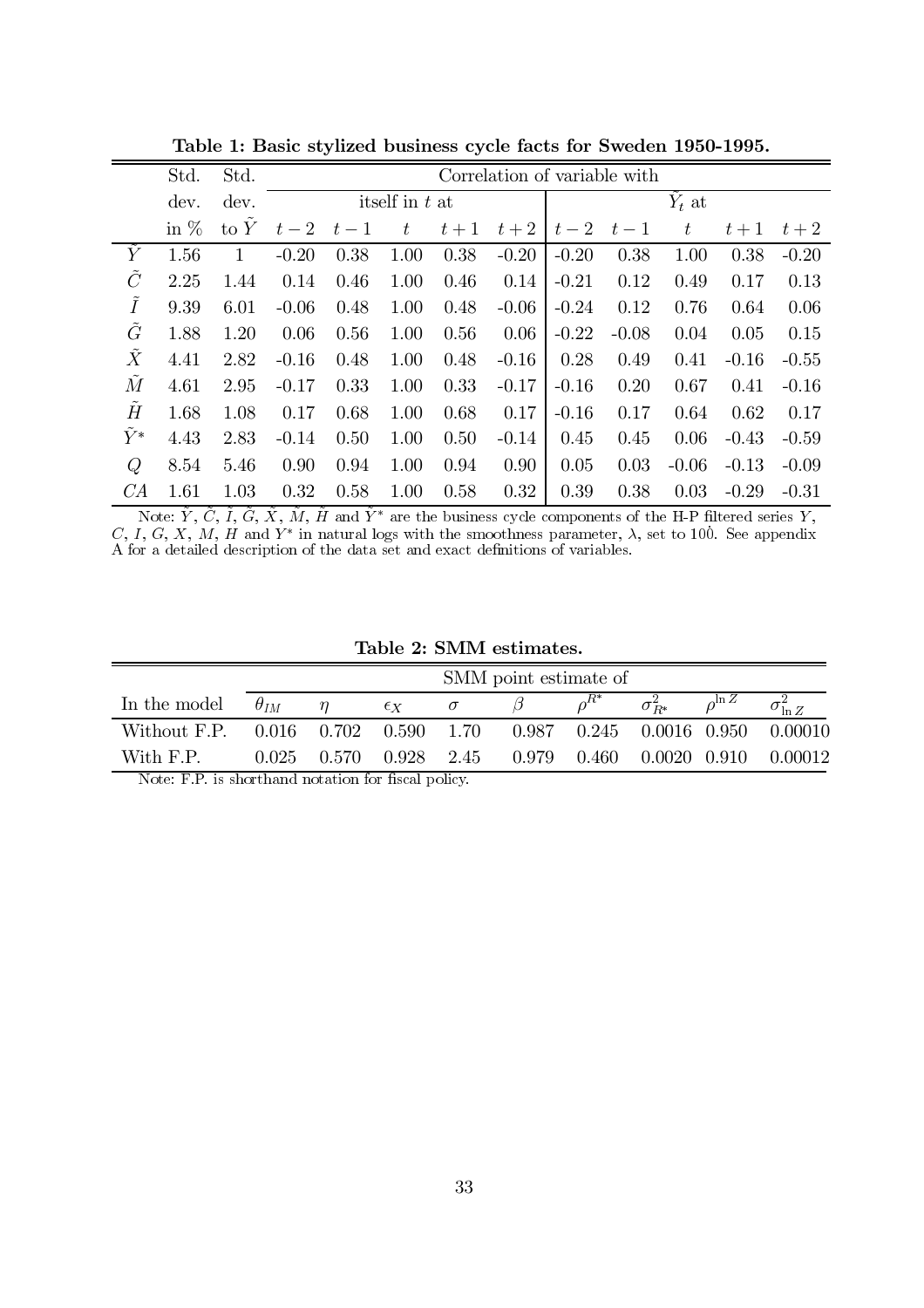**Table 1: Basic stylized business cycle facts for Sweden 1950-1995.**

| | Std. dev. in % | Std. dev. to $\tilde{Y}$ | Correlation of variable with itself in $t$ at $t-2$ | $t-1$ | $t$ | $t+1$ | $t+2$ | Correlation of variable with $\tilde{Y}_t$ at $t-2$ | $t-1$ | $t$ | $t+1$ | $t+2$ |
|---|---|---|---|---|---|---|---|---|---|---|---|---|
| $\tilde{Y}$ | 1.56 | 1 | -0.20 | 0.38 | 1.00 | 0.38 | -0.20 | -0.20 | 0.38 | 1.00 | 0.38 | -0.20 |
| $\tilde{C}$ | 2.25 | 1.44 | 0.14 | 0.46 | 1.00 | 0.46 | 0.14 | -0.21 | 0.12 | 0.49 | 0.17 | 0.13 |
| $\tilde{I}$ | 9.39 | 6.01 | -0.06 | 0.48 | 1.00 | 0.48 | -0.06 | -0.24 | 0.12 | 0.76 | 0.64 | 0.06 |
| $\tilde{G}$ | 1.88 | 1.20 | 0.06 | 0.56 | 1.00 | 0.56 | 0.06 | -0.22 | -0.08 | 0.04 | 0.05 | 0.15 |
| $\tilde{X}$ | 4.41 | 2.82 | -0.16 | 0.48 | 1.00 | 0.48 | -0.16 | 0.28 | 0.49 | 0.41 | -0.16 | -0.55 |
| $\tilde{M}$ | 4.61 | 2.95 | -0.17 | 0.33 | 1.00 | 0.33 | -0.17 | -0.16 | 0.20 | 0.67 | 0.41 | -0.16 |
| $\tilde{H}$ | 1.68 | 1.08 | 0.17 | 0.68 | 1.00 | 0.68 | 0.17 | -0.16 | 0.17 | 0.64 | 0.62 | 0.17 |
| $\tilde{Y}^*$ | 4.43 | 2.83 | -0.14 | 0.50 | 1.00 | 0.50 | -0.14 | 0.45 | 0.45 | 0.06 | -0.43 | -0.59 |
| $Q$ | 8.54 | 5.46 | 0.90 | 0.94 | 1.00 | 0.94 | 0.90 | 0.05 | 0.03 | -0.06 | -0.13 | -0.09 |
| $CA$ | 1.61 | 1.03 | 0.32 | 0.58 | 1.00 | 0.58 | 0.32 | 0.39 | 0.38 | 0.03 | -0.29 | -0.31 |

Note: $\tilde{Y}$, $\tilde{C}$, $\tilde{I}$, $\tilde{G}$, $\tilde{X}$, $\tilde{M}$, $\tilde{H}$ and $\tilde{Y}^*$ are the business cycle components of the H-P filtered series $Y$, $C$, $I$, $G$, $X$, $M$, $H$ and $Y^*$ in natural logs with the smoothness parameter, $\lambda$, set to 100. See appendix A for a detailed description of the data set and exact definitions of variables.

**Table 2: SMM estimates.**

| In the model | SMM point estimate of $\theta_{IM}$ | $\eta$ | $\epsilon_X$ | $\sigma$ | $\beta$ | $\rho^{R^*}$ | $\sigma^2_{R^*}$ | $\rho^{\ln Z}$ | $\sigma^2_{\ln Z}$ |
|---|---|---|---|---|---|---|---|---|---|
| Without F.P. | 0.016 | 0.702 | 0.590 | 1.70 | 0.987 | 0.245 | 0.0016 | 0.950 | 0.00010 |
| With F.P. | 0.025 | 0.570 | 0.928 | 2.45 | 0.979 | 0.460 | 0.0020 | 0.910 | 0.00012 |

Note: F.P. is shorthand notation for fiscal policy.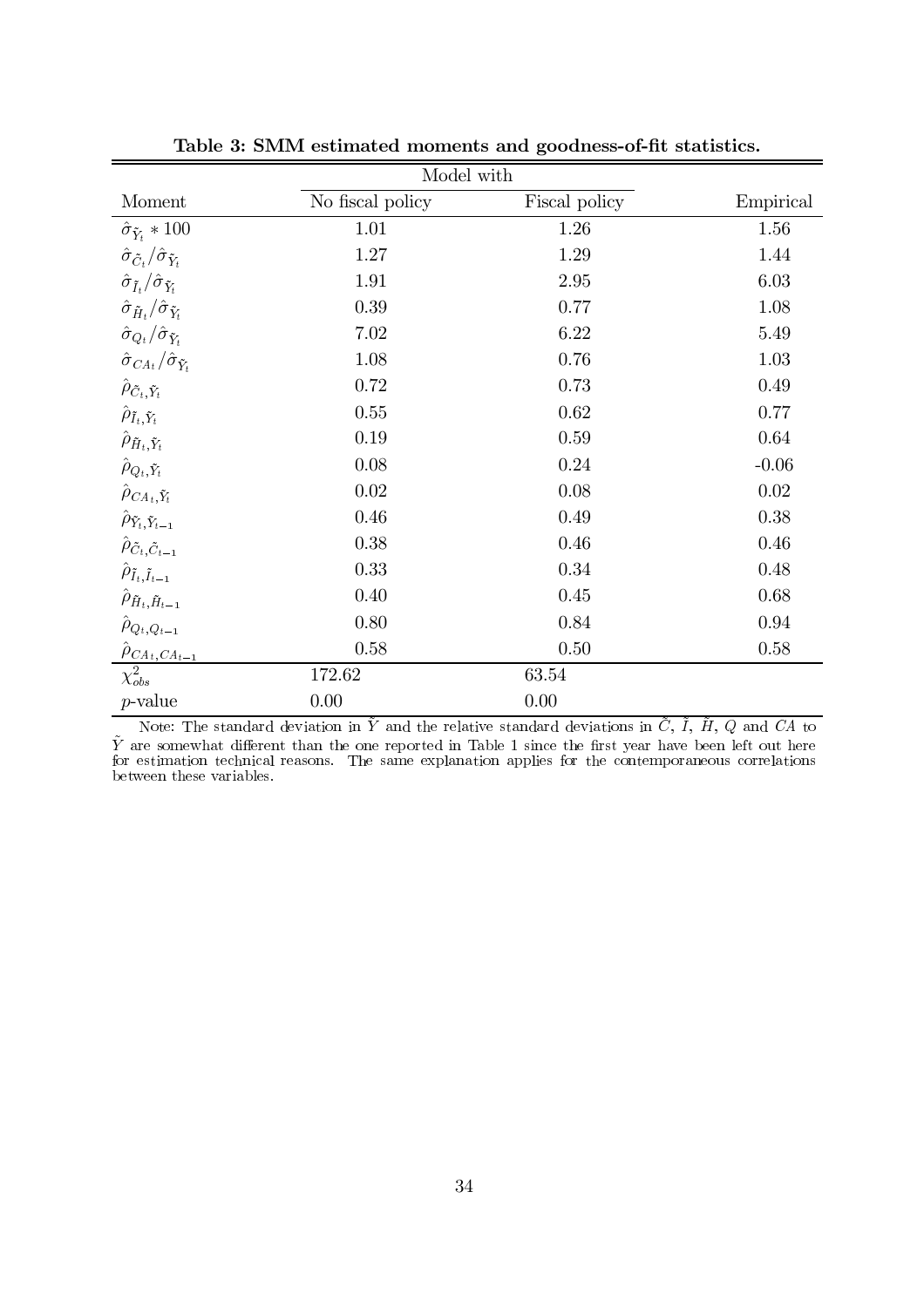**Table 3: SMM estimated moments and goodness-of-fit statistics.**

| | Model with | | |
|---|---|---|---|
| Moment | No fiscal policy | Fiscal policy | Empirical |
| $\hat{\sigma}_{\tilde{Y}_t} * 100$ | 1.01 | 1.26 | 1.56 |
| $\hat{\sigma}_{\tilde{C}_t}/\hat{\sigma}_{\tilde{Y}_t}$ | 1.27 | 1.29 | 1.44 |
| $\hat{\sigma}_{\tilde{I}_t}/\hat{\sigma}_{\tilde{Y}_t}$ | 1.91 | 2.95 | 6.03 |
| $\hat{\sigma}_{\tilde{H}_t}/\hat{\sigma}_{\tilde{Y}_t}$ | 0.39 | 0.77 | 1.08 |
| $\hat{\sigma}_{Q_t}/\hat{\sigma}_{\tilde{Y}_t}$ | 7.02 | 6.22 | 5.49 |
| $\hat{\sigma}_{CA_t}/\hat{\sigma}_{\tilde{Y}_t}$ | 1.08 | 0.76 | 1.03 |
| $\hat{\rho}_{\tilde{C}_t,\tilde{Y}_t}$ | 0.72 | 0.73 | 0.49 |
| $\hat{\rho}_{\tilde{I}_t,\tilde{Y}_t}$ | 0.55 | 0.62 | 0.77 |
| $\hat{\rho}_{\tilde{H}_t,\tilde{Y}_t}$ | 0.19 | 0.59 | 0.64 |
| $\hat{\rho}_{Q_t,\tilde{Y}_t}$ | 0.08 | 0.24 | -0.06 |
| $\hat{\rho}_{CA_t,\tilde{Y}_t}$ | 0.02 | 0.08 | 0.02 |
| $\hat{\rho}_{\tilde{Y}_t,\tilde{Y}_{t-1}}$ | 0.46 | 0.49 | 0.38 |
| $\hat{\rho}_{\tilde{C}_t,\tilde{C}_{t-1}}$ | 0.38 | 0.46 | 0.46 |
| $\hat{\rho}_{\tilde{I}_t,\tilde{I}_{t-1}}$ | 0.33 | 0.34 | 0.48 |
| $\hat{\rho}_{\tilde{H}_t,\tilde{H}_{t-1}}$ | 0.40 | 0.45 | 0.68 |
| $\hat{\rho}_{Q_t,Q_{t-1}}$ | 0.80 | 0.84 | 0.94 |
| $\hat{\rho}_{CA_t,CA_{t-1}}$ | 0.58 | 0.50 | 0.58 |
| $\chi^2_{obs}$ | 172.62 | 63.54 | |
| $p$-value | 0.00 | 0.00 | |

Note: The standard deviation in $\tilde{Y}$ and the relative standard deviations in $\tilde{C}$, $\tilde{I}$, $\tilde{H}$, $Q$ and $CA$ to $\tilde{Y}$ are somewhat different than the one reported in Table 1 since the first year have been left out here for estimation technical reasons. The same explanation applies for the contemporaneous correlations between these variables.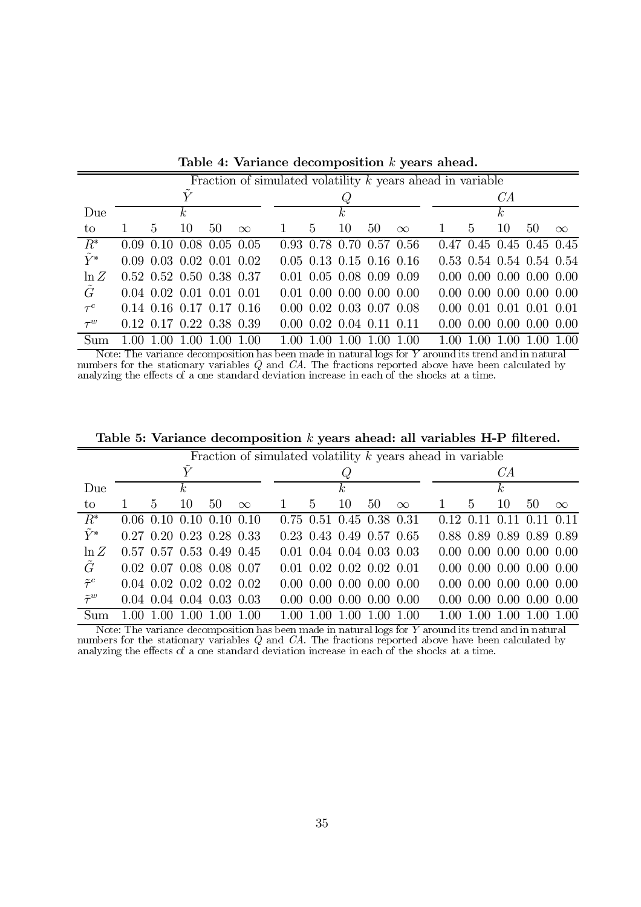**Table 4: Variance decomposition $k$ years ahead.**

| | Fraction of simulated volatility $k$ years ahead in variable | | | | | | | | | | | | | | |
|---|---|---|---|---|---|---|---|---|---|---|---|---|---|---|---|
| | $\tilde{Y}$ | | | | | $Q$ | | | | | $CA$ | | | | |
| Due | $k$ | | | | | $k$ | | | | | $k$ | | | | |
| to | 1 | 5 | 10 | 50 | $\infty$ | 1 | 5 | 10 | 50 | $\infty$ | 1 | 5 | 10 | 50 | $\infty$ |
| $R^*$ | 0.09 | 0.10 | 0.08 | 0.05 | 0.05 | 0.93 | 0.78 | 0.70 | 0.57 | 0.56 | 0.47 | 0.45 | 0.45 | 0.45 | 0.45 |
| $\tilde{Y}^*$ | 0.09 | 0.03 | 0.02 | 0.01 | 0.02 | 0.05 | 0.13 | 0.15 | 0.16 | 0.16 | 0.53 | 0.54 | 0.54 | 0.54 | 0.54 |
| $\ln Z$ | 0.52 | 0.52 | 0.50 | 0.38 | 0.37 | 0.01 | 0.05 | 0.08 | 0.09 | 0.09 | 0.00 | 0.00 | 0.00 | 0.00 | 0.00 |
| $\tilde{G}$ | 0.04 | 0.02 | 0.01 | 0.01 | 0.01 | 0.01 | 0.00 | 0.00 | 0.00 | 0.00 | 0.00 | 0.00 | 0.00 | 0.00 | 0.00 |
| $\tau^c$ | 0.14 | 0.16 | 0.17 | 0.17 | 0.16 | 0.00 | 0.02 | 0.03 | 0.07 | 0.08 | 0.00 | 0.01 | 0.01 | 0.01 | 0.01 |
| $\tau^w$ | 0.12 | 0.17 | 0.22 | 0.38 | 0.39 | 0.00 | 0.02 | 0.04 | 0.11 | 0.11 | 0.00 | 0.00 | 0.00 | 0.00 | 0.00 |
| Sum | 1.00 | 1.00 | 1.00 | 1.00 | 1.00 | 1.00 | 1.00 | 1.00 | 1.00 | 1.00 | 1.00 | 1.00 | 1.00 | 1.00 | 1.00 |

Note: The variance decomposition has been made in natural logs for $Y$ around its trend and in natural numbers for the stationary variables $Q$ and $CA$. The fractions reported above have been calculated by analyzing the effects of a one standard deviation increase in each of the shocks at a time.

**Table 5: Variance decomposition $k$ years ahead: all variables H-P filtered.**

| | Fraction of simulated volatility $k$ years ahead in variable | | | | | | | | | | | | | | |
|---|---|---|---|---|---|---|---|---|---|---|---|---|---|---|---|
| | $\tilde{Y}$ | | | | | $Q$ | | | | | $CA$ | | | | |
| Due | $k$ | | | | | $k$ | | | | | $k$ | | | | |
| to | 1 | 5 | 10 | 50 | $\infty$ | 1 | 5 | 10 | 50 | $\infty$ | 1 | 5 | 10 | 50 | $\infty$ |
| $R^*$ | 0.06 | 0.10 | 0.10 | 0.10 | 0.10 | 0.75 | 0.51 | 0.45 | 0.38 | 0.31 | 0.12 | 0.11 | 0.11 | 0.11 | 0.11 |
| $\tilde{Y}^*$ | 0.27 | 0.20 | 0.23 | 0.28 | 0.33 | 0.23 | 0.43 | 0.49 | 0.57 | 0.65 | 0.88 | 0.89 | 0.89 | 0.89 | 0.89 |
| $\ln Z$ | 0.57 | 0.57 | 0.53 | 0.49 | 0.45 | 0.01 | 0.04 | 0.04 | 0.03 | 0.03 | 0.00 | 0.00 | 0.00 | 0.00 | 0.00 |
| $\tilde{G}$ | 0.02 | 0.07 | 0.08 | 0.08 | 0.07 | 0.01 | 0.02 | 0.02 | 0.02 | 0.01 | 0.00 | 0.00 | 0.00 | 0.00 | 0.00 |
| $\tilde{\tau}^c$ | 0.04 | 0.02 | 0.02 | 0.02 | 0.02 | 0.00 | 0.00 | 0.00 | 0.00 | 0.00 | 0.00 | 0.00 | 0.00 | 0.00 | 0.00 |
| $\tilde{\tau}^w$ | 0.04 | 0.04 | 0.04 | 0.03 | 0.03 | 0.00 | 0.00 | 0.00 | 0.00 | 0.00 | 0.00 | 0.00 | 0.00 | 0.00 | 0.00 |
| Sum | 1.00 | 1.00 | 1.00 | 1.00 | 1.00 | 1.00 | 1.00 | 1.00 | 1.00 | 1.00 | 1.00 | 1.00 | 1.00 | 1.00 | 1.00 |

Note: The variance decomposition has been made in natural logs for $Y$ around its trend and in natural numbers for the stationary variables $Q$ and $CA$. The fractions reported above have been calculated by analyzing the effects of a one standard deviation increase in each of the shocks at a time.